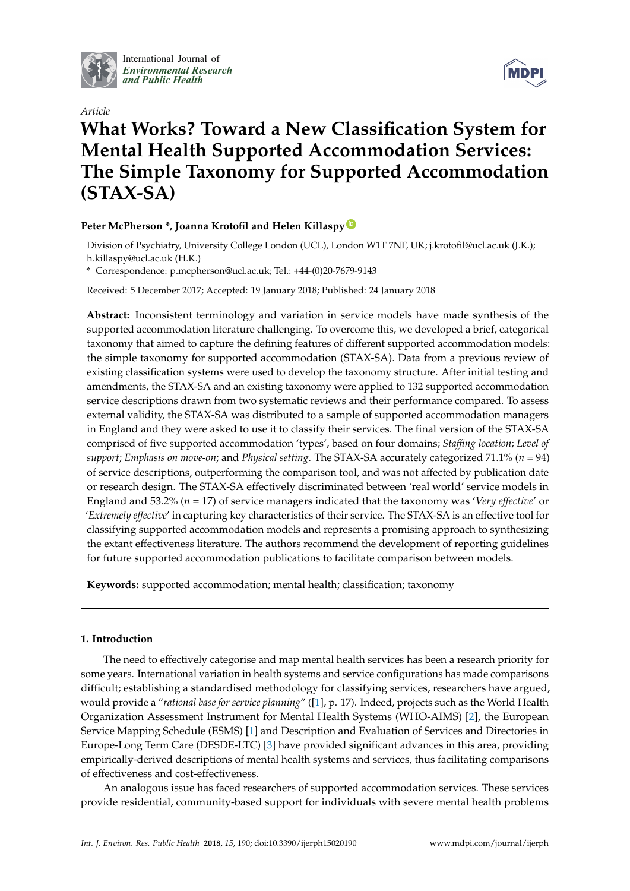International Journal of *Environmental Research and Public Health*

*Article*

# What Works? Toward a New Classification System for Mental Health Supported Accommodation Services: The Simple Taxonomy for Supported Accommodation (STAX-SA)

**Peter McPherson \*, Joanna Krotofil and Helen Killaspy**

Division of Psychiatry, University College London (UCL), London W1T 7NF, UK; j.krotofil@ucl.ac.uk (J.K.); h.killaspy@ucl.ac.uk (H.K.)

\* Correspondence: p.mcpherson@ucl.ac.uk; Tel.: +44-(0)20-7679-9143

Received: 5 December 2017; Accepted: 19 January 2018; Published: 24 January 2018

**Abstract:** Inconsistent terminology and variation in service models have made synthesis of the supported accommodation literature challenging. To overcome this, we developed a brief, categorical taxonomy that aimed to capture the defining features of different supported accommodation models: the simple taxonomy for supported accommodation (STAX-SA). Data from a previous review of existing classification systems were used to develop the taxonomy structure. After initial testing and amendments, the STAX-SA and an existing taxonomy were applied to 132 supported accommodation service descriptions drawn from two systematic reviews and their performance compared. To assess external validity, the STAX-SA was distributed to a sample of supported accommodation managers in England and they were asked to use it to classify their services. The final version of the STAX-SA comprised of five supported accommodation 'types', based on four domains; *Staffing location*; *Level of support*; *Emphasis on move-on*; and *Physical setting*. The STAX-SA accurately categorized 71.1% ($n$ = 94) of service descriptions, outperforming the comparison tool, and was not affected by publication date or research design. The STAX-SA effectively discriminated between 'real world' service models in England and 53.2% ($n$ = 17) of service managers indicated that the taxonomy was '*Very effective*' or '*Extremely effective*' in capturing key characteristics of their service. The STAX-SA is an effective tool for classifying supported accommodation models and represents a promising approach to synthesizing the extant effectiveness literature. The authors recommend the development of reporting guidelines for future supported accommodation publications to facilitate comparison between models.

**Keywords:** supported accommodation; mental health; classification; taxonomy

## 1. Introduction

The need to effectively categorise and map mental health services has been a research priority for some years. International variation in health systems and service configurations has made comparisons difficult; establishing a standardised methodology for classifying services, researchers have argued, would provide a "*rational base for service planning*" ([1], p. 17). Indeed, projects such as the World Health Organization Assessment Instrument for Mental Health Systems (WHO-AIMS) [2], the European Service Mapping Schedule (ESMS) [1] and Description and Evaluation of Services and Directories in Europe-Long Term Care (DESDE-LTC) [3] have provided significant advances in this area, providing empirically-derived descriptions of mental health systems and services, thus facilitating comparisons of effectiveness and cost-effectiveness.

An analogous issue has faced researchers of supported accommodation services. These services provide residential, community-based support for individuals with severe mental health problems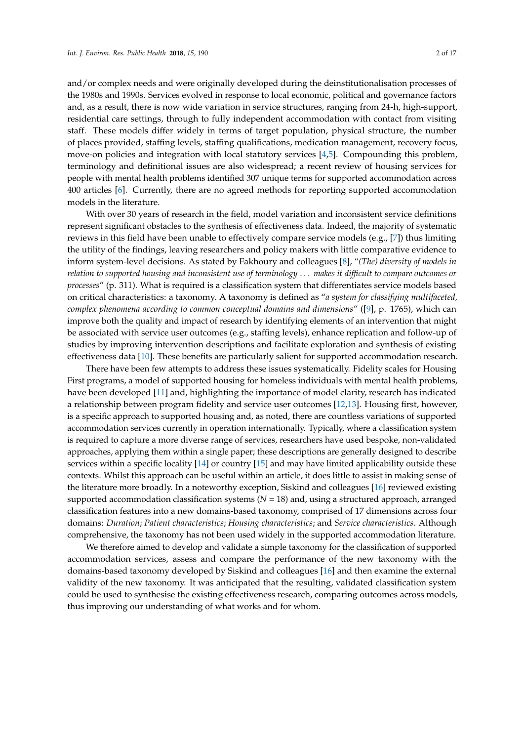and/or complex needs and were originally developed during the deinstitutionalisation processes of the 1980s and 1990s. Services evolved in response to local economic, political and governance factors and, as a result, there is now wide variation in service structures, ranging from 24-h, high-support, residential care settings, through to fully independent accommodation with contact from visiting staff. These models differ widely in terms of target population, physical structure, the number of places provided, staffing levels, staffing qualifications, medication management, recovery focus, move-on policies and integration with local statutory services [4,5]. Compounding this problem, terminology and definitional issues are also widespread; a recent review of housing services for people with mental health problems identified 307 unique terms for supported accommodation across 400 articles [6]. Currently, there are no agreed methods for reporting supported accommodation models in the literature.

With over 30 years of research in the field, model variation and inconsistent service definitions represent significant obstacles to the synthesis of effectiveness data. Indeed, the majority of systematic reviews in this field have been unable to effectively compare service models (e.g., [7]) thus limiting the utility of the findings, leaving researchers and policy makers with little comparative evidence to inform system-level decisions. As stated by Fakhoury and colleagues [8], "*(The) diversity of models in relation to supported housing and inconsistent use of terminology . . . makes it difficult to compare outcomes or processes*" (p. 311). What is required is a classification system that differentiates service models based on critical characteristics: a taxonomy. A taxonomy is defined as "*a system for classifying multifaceted, complex phenomena according to common conceptual domains and dimensions*" ([9], p. 1765), which can improve both the quality and impact of research by identifying elements of an intervention that might be associated with service user outcomes (e.g., staffing levels), enhance replication and follow-up of studies by improving intervention descriptions and facilitate exploration and synthesis of existing effectiveness data [10]. These benefits are particularly salient for supported accommodation research.

There have been few attempts to address these issues systematically. Fidelity scales for Housing First programs, a model of supported housing for homeless individuals with mental health problems, have been developed [11] and, highlighting the importance of model clarity, research has indicated a relationship between program fidelity and service user outcomes [12,13]. Housing first, however, is a specific approach to supported housing and, as noted, there are countless variations of supported accommodation services currently in operation internationally. Typically, where a classification system is required to capture a more diverse range of services, researchers have used bespoke, non-validated approaches, applying them within a single paper; these descriptions are generally designed to describe services within a specific locality [14] or country [15] and may have limited applicability outside these contexts. Whilst this approach can be useful within an article, it does little to assist in making sense of the literature more broadly. In a noteworthy exception, Siskind and colleagues [16] reviewed existing supported accommodation classification systems ($N = 18$) and, using a structured approach, arranged classification features into a new domains-based taxonomy, comprised of 17 dimensions across four domains: *Duration*; *Patient characteristics*; *Housing characteristics*; and *Service characteristics*. Although comprehensive, the taxonomy has not been used widely in the supported accommodation literature.

We therefore aimed to develop and validate a simple taxonomy for the classification of supported accommodation services, assess and compare the performance of the new taxonomy with the domains-based taxonomy developed by Siskind and colleagues [16] and then examine the external validity of the new taxonomy. It was anticipated that the resulting, validated classification system could be used to synthesise the existing effectiveness research, comparing outcomes across models, thus improving our understanding of what works and for whom.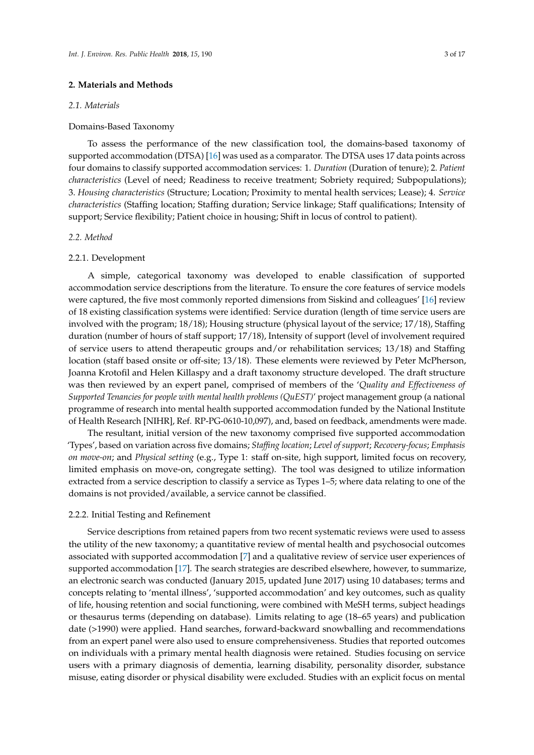## 2. Materials and Methods

### 2.1. Materials

Domains-Based Taxonomy

To assess the performance of the new classification tool, the domains-based taxonomy of supported accommodation (DTSA) [16] was used as a comparator. The DTSA uses 17 data points across four domains to classify supported accommodation services: 1. *Duration* (Duration of tenure); 2. *Patient characteristics* (Level of need; Readiness to receive treatment; Sobriety required; Subpopulations); 3. *Housing characteristics* (Structure; Location; Proximity to mental health services; Lease); 4. *Service characteristics* (Staffing location; Staffing duration; Service linkage; Staff qualifications; Intensity of support; Service flexibility; Patient choice in housing; Shift in locus of control to patient).

### 2.2. Method

#### 2.2.1. Development

A simple, categorical taxonomy was developed to enable classification of supported accommodation service descriptions from the literature. To ensure the core features of service models were captured, the five most commonly reported dimensions from Siskind and colleagues' [16] review of 18 existing classification systems were identified: Service duration (length of time service users are involved with the program; 18/18); Housing structure (physical layout of the service; 17/18), Staffing duration (number of hours of staff support; 17/18), Intensity of support (level of involvement required of service users to attend therapeutic groups and/or rehabilitation services; 13/18) and Staffing location (staff based onsite or off-site; 13/18). These elements were reviewed by Peter McPherson, Joanna Krotofil and Helen Killaspy and a draft taxonomy structure developed. The draft structure was then reviewed by an expert panel, comprised of members of the '*Quality and Effectiveness of Supported Tenancies for people with mental health problems (QuEST)*' project management group (a national programme of research into mental health supported accommodation funded by the National Institute of Health Research [NIHR], Ref. RP-PG-0610-10,097), and, based on feedback, amendments were made.

The resultant, initial version of the new taxonomy comprised five supported accommodation 'Types', based on variation across five domains; *Staffing location*; *Level of support*; *Recovery-focus*; *Emphasis on move-on*; and *Physical setting* (e.g., Type 1: staff on-site, high support, limited focus on recovery, limited emphasis on move-on, congregate setting). The tool was designed to utilize information extracted from a service description to classify a service as Types 1–5; where data relating to one of the domains is not provided/available, a service cannot be classified.

#### 2.2.2. Initial Testing and Refinement

Service descriptions from retained papers from two recent systematic reviews were used to assess the utility of the new taxonomy; a quantitative review of mental health and psychosocial outcomes associated with supported accommodation [7] and a qualitative review of service user experiences of supported accommodation [17]. The search strategies are described elsewhere, however, to summarize, an electronic search was conducted (January 2015, updated June 2017) using 10 databases; terms and concepts relating to 'mental illness', 'supported accommodation' and key outcomes, such as quality of life, housing retention and social functioning, were combined with MeSH terms, subject headings or thesaurus terms (depending on database). Limits relating to age (18–65 years) and publication date (>1990) were applied. Hand searches, forward-backward snowballing and recommendations from an expert panel were also used to ensure comprehensiveness. Studies that reported outcomes on individuals with a primary mental health diagnosis were retained. Studies focusing on service users with a primary diagnosis of dementia, learning disability, personality disorder, substance misuse, eating disorder or physical disability were excluded. Studies with an explicit focus on mental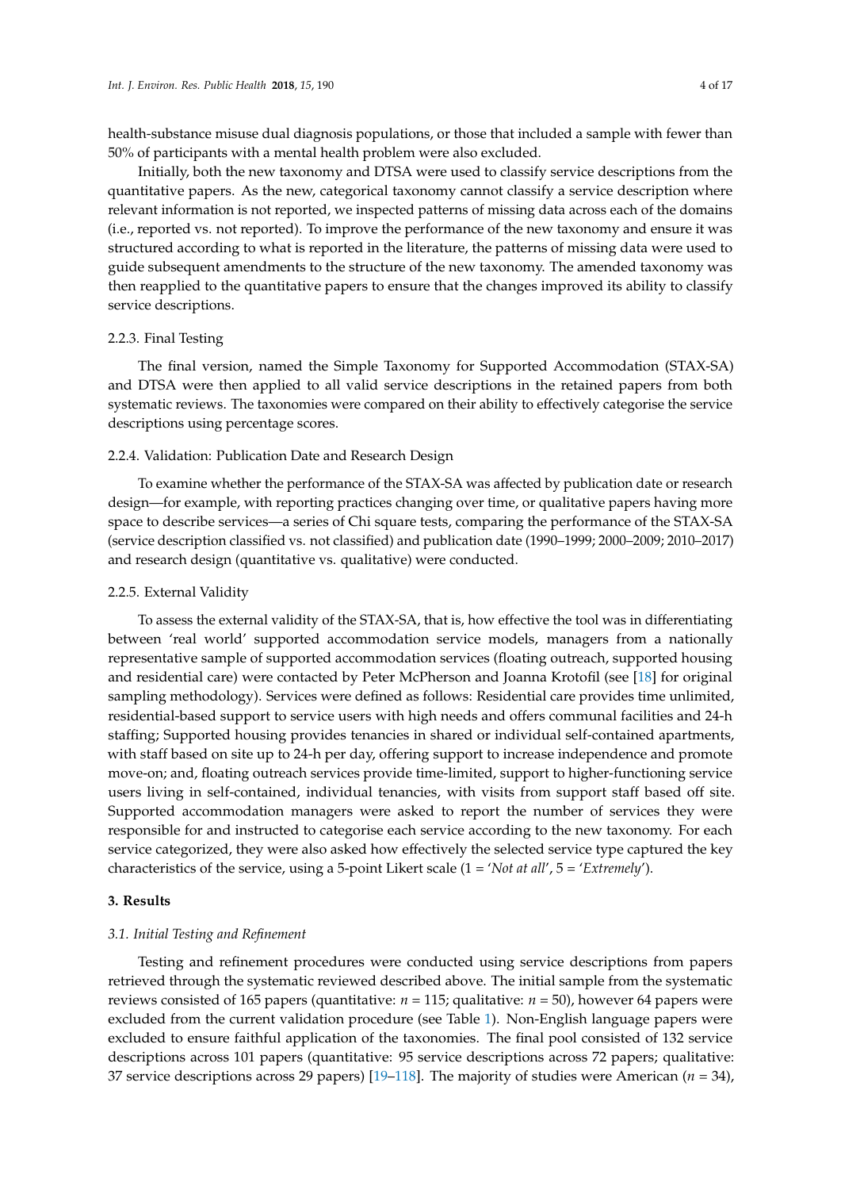health-substance misuse dual diagnosis populations, or those that included a sample with fewer than 50% of participants with a mental health problem were also excluded.

Initially, both the new taxonomy and DTSA were used to classify service descriptions from the quantitative papers. As the new, categorical taxonomy cannot classify a service description where relevant information is not reported, we inspected patterns of missing data across each of the domains (i.e., reported vs. not reported). To improve the performance of the new taxonomy and ensure it was structured according to what is reported in the literature, the patterns of missing data were used to guide subsequent amendments to the structure of the new taxonomy. The amended taxonomy was then reapplied to the quantitative papers to ensure that the changes improved its ability to classify service descriptions.

#### 2.2.3. Final Testing

The final version, named the Simple Taxonomy for Supported Accommodation (STAX-SA) and DTSA were then applied to all valid service descriptions in the retained papers from both systematic reviews. The taxonomies were compared on their ability to effectively categorise the service descriptions using percentage scores.

#### 2.2.4. Validation: Publication Date and Research Design

To examine whether the performance of the STAX-SA was affected by publication date or research design—for example, with reporting practices changing over time, or qualitative papers having more space to describe services—a series of Chi square tests, comparing the performance of the STAX-SA (service description classified vs. not classified) and publication date (1990–1999; 2000–2009; 2010–2017) and research design (quantitative vs. qualitative) were conducted.

#### 2.2.5. External Validity

To assess the external validity of the STAX-SA, that is, how effective the tool was in differentiating between 'real world' supported accommodation service models, managers from a nationally representative sample of supported accommodation services (floating outreach, supported housing and residential care) were contacted by Peter McPherson and Joanna Krotofil (see [18] for original sampling methodology). Services were defined as follows: Residential care provides time unlimited, residential-based support to service users with high needs and offers communal facilities and 24-h staffing; Supported housing provides tenancies in shared or individual self-contained apartments, with staff based on site up to 24-h per day, offering support to increase independence and promote move-on; and, floating outreach services provide time-limited, support to higher-functioning service users living in self-contained, individual tenancies, with visits from support staff based off site. Supported accommodation managers were asked to report the number of services they were responsible for and instructed to categorise each service according to the new taxonomy. For each service categorized, they were also asked how effectively the selected service type captured the key characteristics of the service, using a 5-point Likert scale (1 = '*Not at all*', 5 = '*Extremely*').

## 3. Results

### *3.1. Initial Testing and Refinement*

Testing and refinement procedures were conducted using service descriptions from papers retrieved through the systematic reviewed described above. The initial sample from the systematic reviews consisted of 165 papers (quantitative: $n$ = 115; qualitative: $n$ = 50), however 64 papers were excluded from the current validation procedure (see Table 1). Non-English language papers were excluded to ensure faithful application of the taxonomies. The final pool consisted of 132 service descriptions across 101 papers (quantitative: 95 service descriptions across 72 papers; qualitative: 37 service descriptions across 29 papers) [19–118]. The majority of studies were American ($n$ = 34),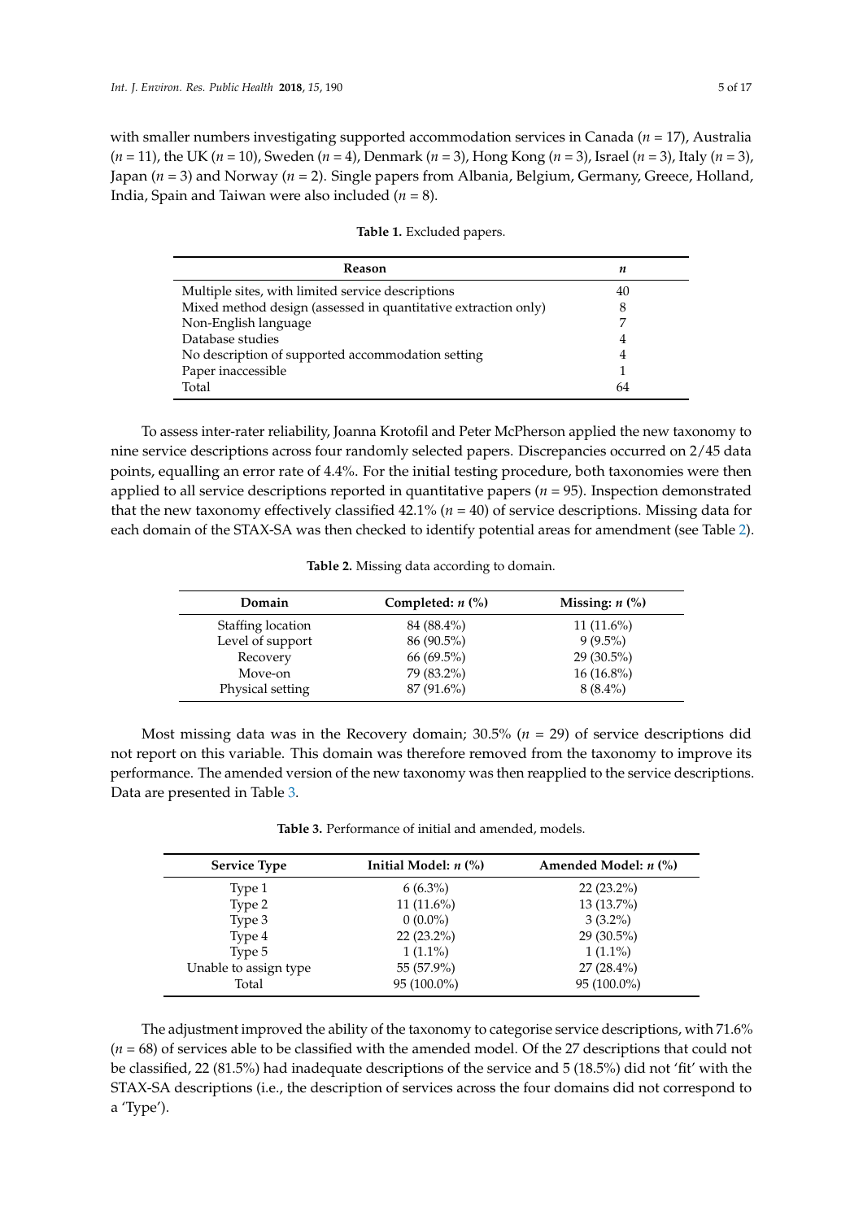with smaller numbers investigating supported accommodation services in Canada ($n$ = 17), Australia ($n$ = 11), the UK ($n$ = 10), Sweden ($n$ = 4), Denmark ($n$ = 3), Hong Kong ($n$ = 3), Israel ($n$ = 3), Italy ($n$ = 3), Japan ($n$ = 3) and Norway ($n$ = 2). Single papers from Albania, Belgium, Germany, Greece, Holland, India, Spain and Taiwan were also included ($n$ = 8).

**Table 1.** Excluded papers.

| Reason | $n$ |
|---|---|
| Multiple sites, with limited service descriptions | 40 |
| Mixed method design (assessed in quantitative extraction only) | 8 |
| Non-English language | 7 |
| Database studies | 4 |
| No description of supported accommodation setting | 4 |
| Paper inaccessible | 1 |
| Total | 64 |

To assess inter-rater reliability, Joanna Krotofil and Peter McPherson applied the new taxonomy to nine service descriptions across four randomly selected papers. Discrepancies occurred on 2/45 data points, equalling an error rate of 4.4%. For the initial testing procedure, both taxonomies were then applied to all service descriptions reported in quantitative papers ($n$ = 95). Inspection demonstrated that the new taxonomy effectively classified 42.1% ($n$ = 40) of service descriptions. Missing data for each domain of the STAX-SA was then checked to identify potential areas for amendment (see Table 2).

**Table 2.** Missing data according to domain.

| Domain | Completed: $n$ (%) | Missing: $n$ (%) |
|---|---|---|
| Staffing location | 84 (88.4%) | 11 (11.6%) |
| Level of support | 86 (90.5%) | 9 (9.5%) |
| Recovery | 66 (69.5%) | 29 (30.5%) |
| Move-on | 79 (83.2%) | 16 (16.8%) |
| Physical setting | 87 (91.6%) | 8 (8.4%) |

Most missing data was in the Recovery domain; 30.5% ($n$ = 29) of service descriptions did not report on this variable. This domain was therefore removed from the taxonomy to improve its performance. The amended version of the new taxonomy was then reapplied to the service descriptions. Data are presented in Table 3.

**Table 3.** Performance of initial and amended, models.

| Service Type | Initial Model: $n$ (%) | Amended Model: $n$ (%) |
|---|---|---|
| Type 1 | 6 (6.3%) | 22 (23.2%) |
| Type 2 | 11 (11.6%) | 13 (13.7%) |
| Type 3 | 0 (0.0%) | 3 (3.2%) |
| Type 4 | 22 (23.2%) | 29 (30.5%) |
| Type 5 | 1 (1.1%) | 1 (1.1%) |
| Unable to assign type | 55 (57.9%) | 27 (28.4%) |
| Total | 95 (100.0%) | 95 (100.0%) |

The adjustment improved the ability of the taxonomy to categorise service descriptions, with 71.6% ($n$ = 68) of services able to be classified with the amended model. Of the 27 descriptions that could not be classified, 22 (81.5%) had inadequate descriptions of the service and 5 (18.5%) did not 'fit' with the STAX-SA descriptions (i.e., the description of services across the four domains did not correspond to a 'Type').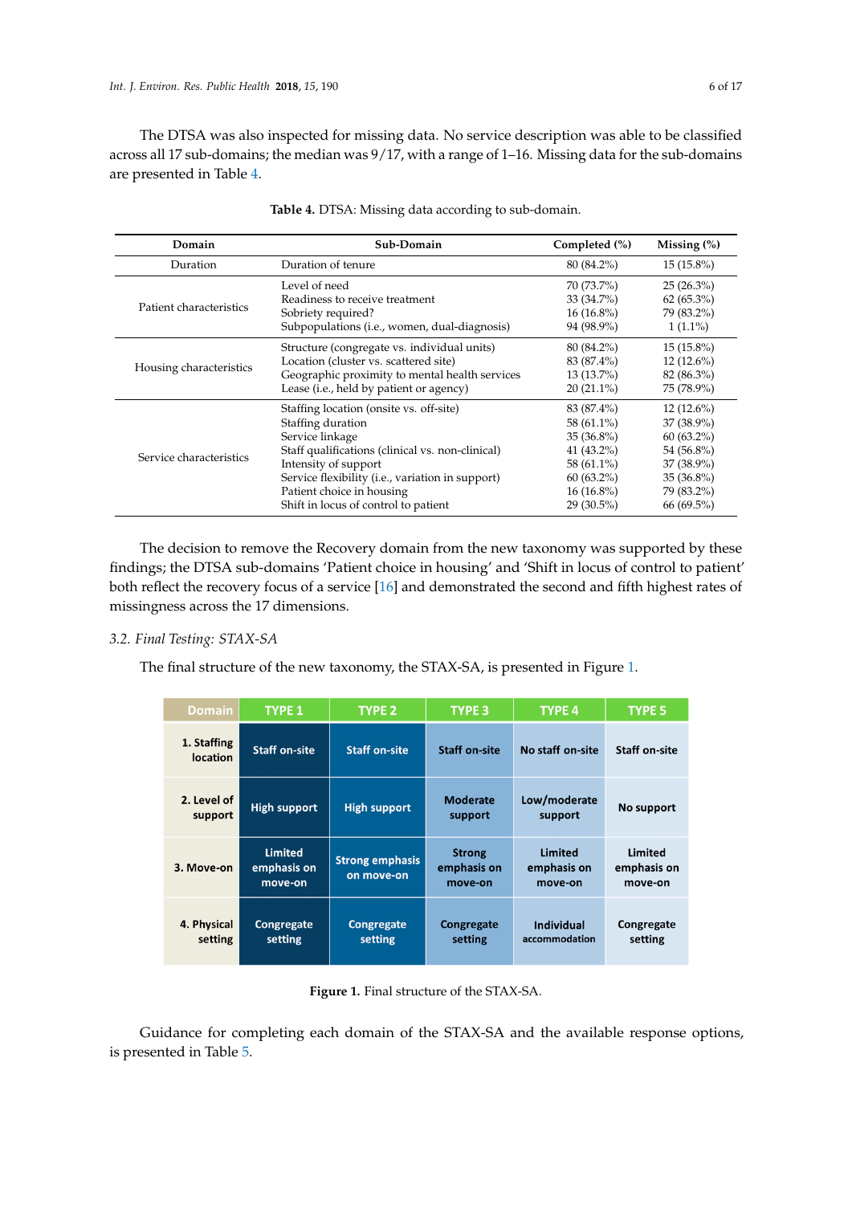The DTSA was also inspected for missing data. No service description was able to be classified across all 17 sub-domains; the median was 9/17, with a range of 1–16. Missing data for the sub-domains are presented in Table 4.

**Table 4.** DTSA: Missing data according to sub-domain.

| Domain | Sub-Domain | Completed (%) | Missing (%) |
|---|---|---|---|
| Duration | Duration of tenure | 80 (84.2%) | 15 (15.8%) |
| Patient characteristics | Level of need | 70 (73.7%) | 25 (26.3%) |
| | Readiness to receive treatment | 33 (34.7%) | 62 (65.3%) |
| | Sobriety required? | 16 (16.8%) | 79 (83.2%) |
| | Subpopulations (i.e., women, dual-diagnosis) | 94 (98.9%) | 1 (1.1%) |
| Housing characteristics | Structure (congregate vs. individual units) | 80 (84.2%) | 15 (15.8%) |
| | Location (cluster vs. scattered site) | 83 (87.4%) | 12 (12.6%) |
| | Geographic proximity to mental health services | 13 (13.7%) | 82 (86.3%) |
| | Lease (i.e., held by patient or agency) | 20 (21.1%) | 75 (78.9%) |
| Service characteristics | Staffing location (onsite vs. off-site) | 83 (87.4%) | 12 (12.6%) |
| | Staffing duration | 58 (61.1%) | 37 (38.9%) |
| | Service linkage | 35 (36.8%) | 60 (63.2%) |
| | Staff qualifications (clinical vs. non-clinical) | 41 (43.2%) | 54 (56.8%) |
| | Intensity of support | 58 (61.1%) | 37 (38.9%) |
| | Service flexibility (i.e., variation in support) | 60 (63.2%) | 35 (36.8%) |
| | Patient choice in housing | 16 (16.8%) | 79 (83.2%) |
| | Shift in locus of control to patient | 29 (30.5%) | 66 (69.5%) |

The decision to remove the Recovery domain from the new taxonomy was supported by these findings; the DTSA sub-domains 'Patient choice in housing' and 'Shift in locus of control to patient' both reflect the recovery focus of a service [16] and demonstrated the second and fifth highest rates of missingness across the 17 dimensions.

### 3.2. Final Testing: STAX-SA

The final structure of the new taxonomy, the STAX-SA, is presented in Figure 1.

| Domain | TYPE 1 | TYPE 2 | TYPE 3 | TYPE 4 | TYPE 5 |
|---|---|---|---|---|---|
| 1. Staffing location | Staff on-site | Staff on-site | Staff on-site | No staff on-site | Staff on-site |
| 2. Level of support | High support | High support | Moderate support | Low/moderate support | No support |
| 3. Move-on | Limited emphasis on move-on | Strong emphasis on move-on | Strong emphasis on move-on | Limited emphasis on move-on | Limited emphasis on move-on |
| 4. Physical setting | Congregate setting | Congregate setting | Congregate setting | Individual accommodation | Congregate setting |

**Figure 1.** Final structure of the STAX-SA.

Guidance for completing each domain of the STAX-SA and the available response options, is presented in Table 5.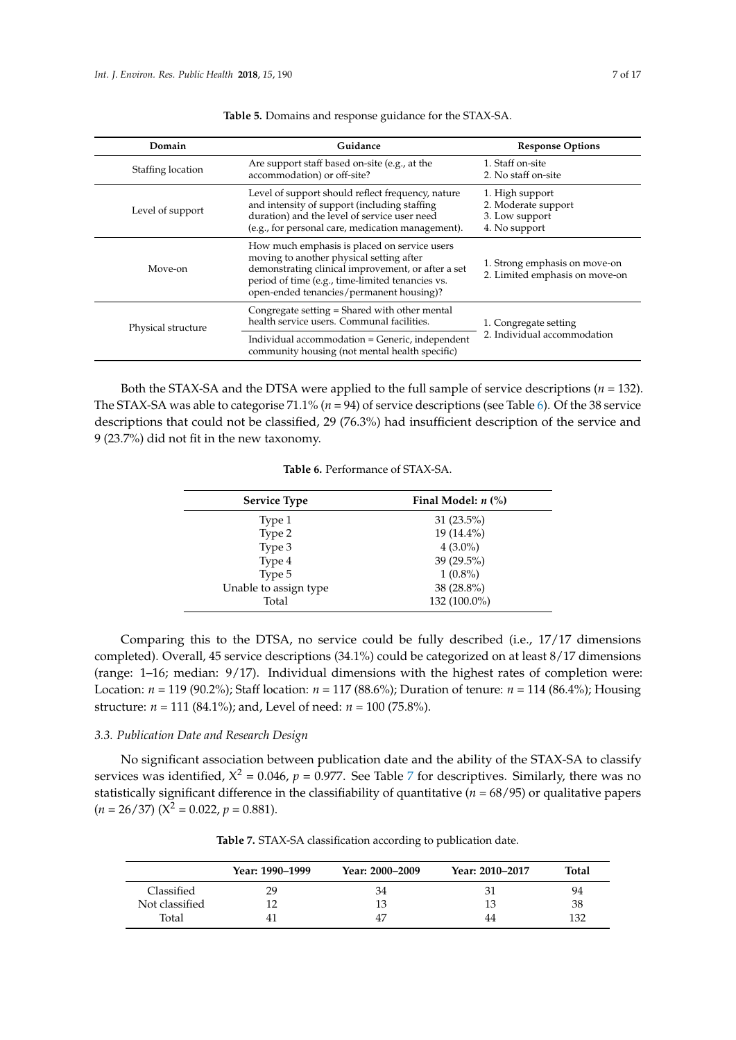**Table 5.** Domains and response guidance for the STAX-SA.

| Domain | Guidance | Response Options |
| --- | --- | --- |
| Staffing location | Are support staff based on-site (e.g., at the accommodation) or off-site? | 1. Staff on-site<br>2. No staff on-site |
| Level of support | Level of support should reflect frequency, nature and intensity of support (including staffing duration) and the level of service user need (e.g., for personal care, medication management). | 1. High support<br>2. Moderate support<br>3. Low support<br>4. No support |
| Move-on | How much emphasis is placed on service users moving to another physical setting after demonstrating clinical improvement, or after a set period of time (e.g., time-limited tenancies vs. open-ended tenancies/permanent housing)? | 1. Strong emphasis on move-on<br>2. Limited emphasis on move-on |
| Physical structure | Congregate setting = Shared with other mental health service users. Communal facilities.<br>Individual accommodation = Generic, independent community housing (not mental health specific) | 1. Congregate setting<br>2. Individual accommodation |

Both the STAX-SA and the DTSA were applied to the full sample of service descriptions ($n$ = 132). The STAX-SA was able to categorise 71.1% ($n$ = 94) of service descriptions (see Table 6). Of the 38 service descriptions that could not be classified, 29 (76.3%) had insufficient description of the service and 9 (23.7%) did not fit in the new taxonomy.

**Table 6.** Performance of STAX-SA.

| Service Type | Final Model: $n$ (%) |
| --- | --- |
| Type 1 | 31 (23.5%) |
| Type 2 | 19 (14.4%) |
| Type 3 | 4 (3.0%) |
| Type 4 | 39 (29.5%) |
| Type 5 | 1 (0.8%) |
| Unable to assign type | 38 (28.8%) |
| Total | 132 (100.0%) |

Comparing this to the DTSA, no service could be fully described (i.e., 17/17 dimensions completed). Overall, 45 service descriptions (34.1%) could be categorized on at least 8/17 dimensions (range: 1–16; median: 9/17). Individual dimensions with the highest rates of completion were: Location: $n$ = 119 (90.2%); Staff location: $n$ = 117 (88.6%); Duration of tenure: $n$ = 114 (86.4%); Housing structure: $n$ = 111 (84.1%); and, Level of need: $n$ = 100 (75.8%).

### 3.3. Publication Date and Research Design

No significant association between publication date and the ability of the STAX-SA to classify services was identified, $X^2 = 0.046$, $p = 0.977$. See Table 7 for descriptives. Similarly, there was no statistically significant difference in the classifiability of quantitative ($n$ = 68/95) or qualitative papers ($n$ = 26/37) ($X^2 = 0.022$, $p = 0.881$).

**Table 7.** STAX-SA classification according to publication date.

| | Year: 1990–1999 | Year: 2000–2009 | Year: 2010–2017 | Total |
| --- | --- | --- | --- | --- |
| Classified | 29 | 34 | 31 | 94 |
| Not classified | 12 | 13 | 13 | 38 |
| Total | 41 | 47 | 44 | 132 |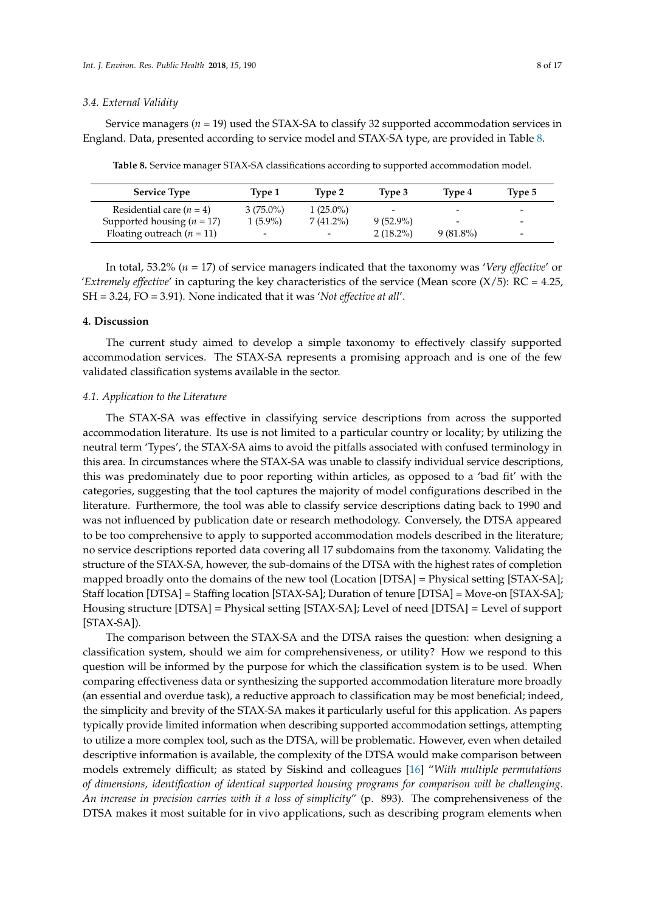### 3.4. External Validity

Service managers ($n$ = 19) used the STAX-SA to classify 32 supported accommodation services in England. Data, presented according to service model and STAX-SA type, are provided in Table 8.

**Table 8.** Service manager STAX-SA classifications according to supported accommodation model.

| Service Type | Type 1 | Type 2 | Type 3 | Type 4 | Type 5 |
|---|---|---|---|---|---|
| Residential care ($n$ = 4) | 3 (75.0%) | 1 (25.0%) | - | - | - |
| Supported housing ($n$ = 17) | 1 (5.9%) | 7 (41.2%) | 9 (52.9%) | - | - |
| Floating outreach ($n$ = 11) | - | - | 2 (18.2%) | 9 (81.8%) | - |

In total, 53.2% ($n$ = 17) of service managers indicated that the taxonomy was '*Very effective*' or '*Extremely effective*' in capturing the key characteristics of the service (Mean score (X/5): RC = 4.25, SH = 3.24, FO = 3.91). None indicated that it was '*Not effective at all*'.

## 4. Discussion

The current study aimed to develop a simple taxonomy to effectively classify supported accommodation services. The STAX-SA represents a promising approach and is one of the few validated classification systems available in the sector.

### 4.1. Application to the Literature

The STAX-SA was effective in classifying service descriptions from across the supported accommodation literature. Its use is not limited to a particular country or locality; by utilizing the neutral term 'Types', the STAX-SA aims to avoid the pitfalls associated with confused terminology in this area. In circumstances where the STAX-SA was unable to classify individual service descriptions, this was predominately due to poor reporting within articles, as opposed to a 'bad fit' with the categories, suggesting that the tool captures the majority of model configurations described in the literature. Furthermore, the tool was able to classify service descriptions dating back to 1990 and was not influenced by publication date or research methodology. Conversely, the DTSA appeared to be too comprehensive to apply to supported accommodation models described in the literature; no service descriptions reported data covering all 17 subdomains from the taxonomy. Validating the structure of the STAX-SA, however, the sub-domains of the DTSA with the highest rates of completion mapped broadly onto the domains of the new tool (Location [DTSA] = Physical setting [STAX-SA]; Staff location [DTSA] = Staffing location [STAX-SA]; Duration of tenure [DTSA] = Move-on [STAX-SA]; Housing structure [DTSA] = Physical setting [STAX-SA]; Level of need [DTSA] = Level of support [STAX-SA]).

The comparison between the STAX-SA and the DTSA raises the question: when designing a classification system, should we aim for comprehensiveness, or utility? How we respond to this question will be informed by the purpose for which the classification system is to be used. When comparing effectiveness data or synthesizing the supported accommodation literature more broadly (an essential and overdue task), a reductive approach to classification may be most beneficial; indeed, the simplicity and brevity of the STAX-SA makes it particularly useful for this application. As papers typically provide limited information when describing supported accommodation settings, attempting to utilize a more complex tool, such as the DTSA, will be problematic. However, even when detailed descriptive information is available, the complexity of the DTSA would make comparison between models extremely difficult; as stated by Siskind and colleagues [16] "*With multiple permutations of dimensions, identification of identical supported housing programs for comparison will be challenging. An increase in precision carries with it a loss of simplicity*" (p. 893). The comprehensiveness of the DTSA makes it most suitable for in vivo applications, such as describing program elements when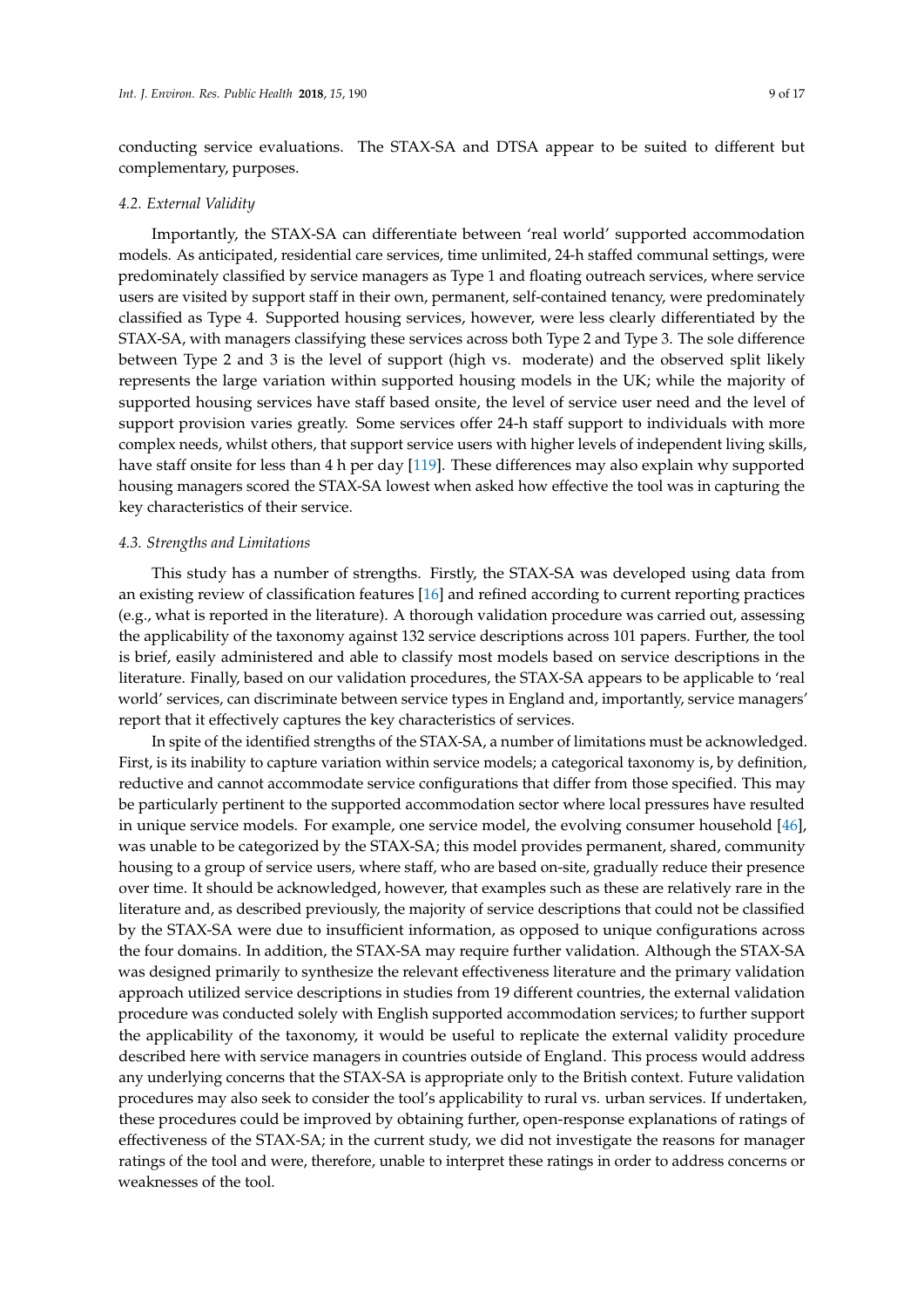conducting service evaluations. The STAX-SA and DTSA appear to be suited to different but complementary, purposes.

### 4.2. External Validity

Importantly, the STAX-SA can differentiate between 'real world' supported accommodation models. As anticipated, residential care services, time unlimited, 24-h staffed communal settings, were predominately classified by service managers as Type 1 and floating outreach services, where service users are visited by support staff in their own, permanent, self-contained tenancy, were predominately classified as Type 4. Supported housing services, however, were less clearly differentiated by the STAX-SA, with managers classifying these services across both Type 2 and Type 3. The sole difference between Type 2 and 3 is the level of support (high vs. moderate) and the observed split likely represents the large variation within supported housing models in the UK; while the majority of supported housing services have staff based onsite, the level of service user need and the level of support provision varies greatly. Some services offer 24-h staff support to individuals with more complex needs, whilst others, that support service users with higher levels of independent living skills, have staff onsite for less than 4 h per day [119]. These differences may also explain why supported housing managers scored the STAX-SA lowest when asked how effective the tool was in capturing the key characteristics of their service.

### 4.3. Strengths and Limitations

This study has a number of strengths. Firstly, the STAX-SA was developed using data from an existing review of classification features [16] and refined according to current reporting practices (e.g., what is reported in the literature). A thorough validation procedure was carried out, assessing the applicability of the taxonomy against 132 service descriptions across 101 papers. Further, the tool is brief, easily administered and able to classify most models based on service descriptions in the literature. Finally, based on our validation procedures, the STAX-SA appears to be applicable to 'real world' services, can discriminate between service types in England and, importantly, service managers' report that it effectively captures the key characteristics of services.

In spite of the identified strengths of the STAX-SA, a number of limitations must be acknowledged. First, is its inability to capture variation within service models; a categorical taxonomy is, by definition, reductive and cannot accommodate service configurations that differ from those specified. This may be particularly pertinent to the supported accommodation sector where local pressures have resulted in unique service models. For example, one service model, the evolving consumer household [46], was unable to be categorized by the STAX-SA; this model provides permanent, shared, community housing to a group of service users, where staff, who are based on-site, gradually reduce their presence over time. It should be acknowledged, however, that examples such as these are relatively rare in the literature and, as described previously, the majority of service descriptions that could not be classified by the STAX-SA were due to insufficient information, as opposed to unique configurations across the four domains. In addition, the STAX-SA may require further validation. Although the STAX-SA was designed primarily to synthesize the relevant effectiveness literature and the primary validation approach utilized service descriptions in studies from 19 different countries, the external validation procedure was conducted solely with English supported accommodation services; to further support the applicability of the taxonomy, it would be useful to replicate the external validity procedure described here with service managers in countries outside of England. This process would address any underlying concerns that the STAX-SA is appropriate only to the British context. Future validation procedures may also seek to consider the tool's applicability to rural vs. urban services. If undertaken, these procedures could be improved by obtaining further, open-response explanations of ratings of effectiveness of the STAX-SA; in the current study, we did not investigate the reasons for manager ratings of the tool and were, therefore, unable to interpret these ratings in order to address concerns or weaknesses of the tool.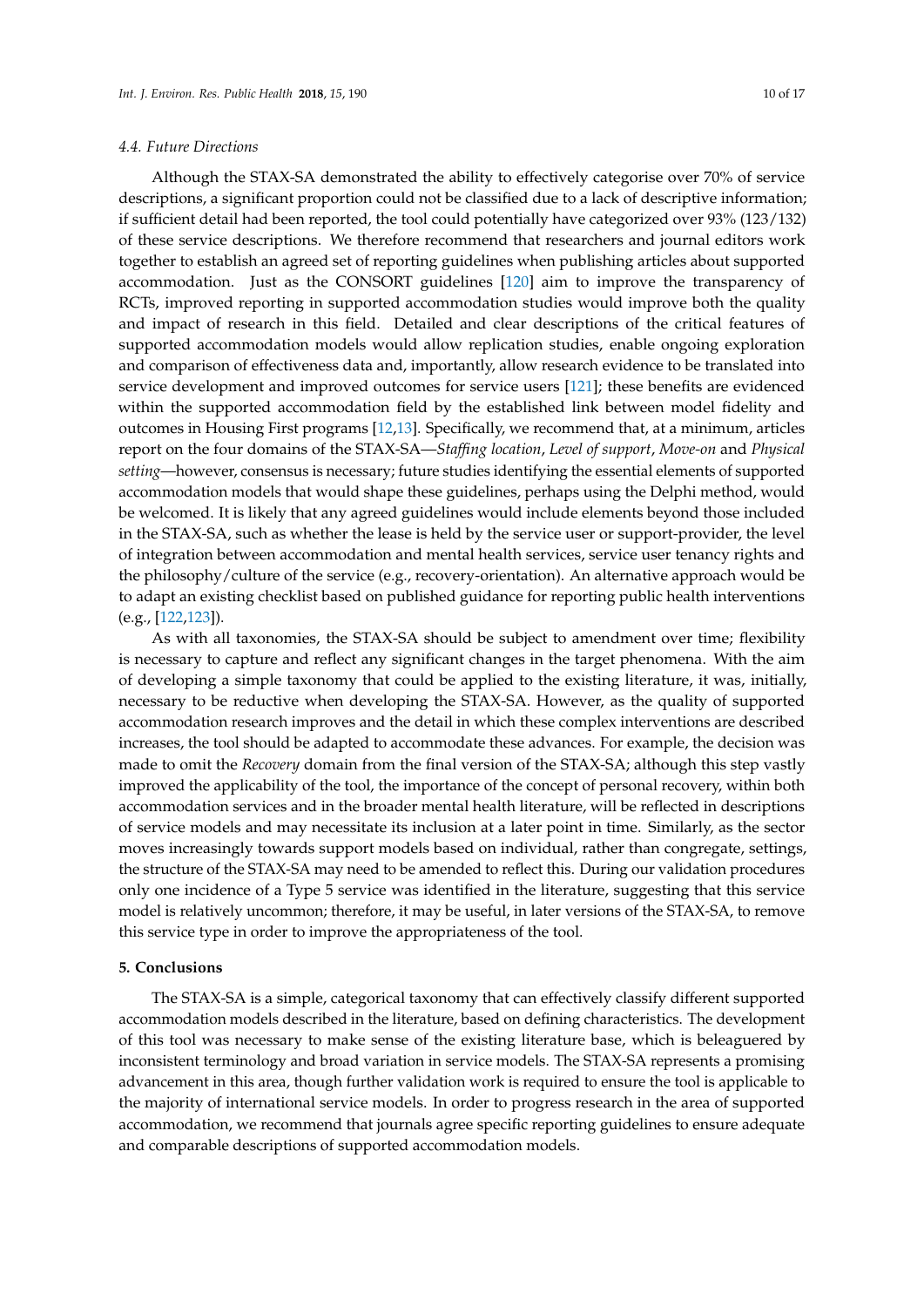### 4.4. Future Directions

Although the STAX-SA demonstrated the ability to effectively categorise over 70% of service descriptions, a significant proportion could not be classified due to a lack of descriptive information; if sufficient detail had been reported, the tool could potentially have categorized over 93% (123/132) of these service descriptions. We therefore recommend that researchers and journal editors work together to establish an agreed set of reporting guidelines when publishing articles about supported accommodation. Just as the CONSORT guidelines [120] aim to improve the transparency of RCTs, improved reporting in supported accommodation studies would improve both the quality and impact of research in this field. Detailed and clear descriptions of the critical features of supported accommodation models would allow replication studies, enable ongoing exploration and comparison of effectiveness data and, importantly, allow research evidence to be translated into service development and improved outcomes for service users [121]; these benefits are evidenced within the supported accommodation field by the established link between model fidelity and outcomes in Housing First programs [12,13]. Specifically, we recommend that, at a minimum, articles report on the four domains of the STAX-SA—*Staffing location*, *Level of support*, *Move-on* and *Physical setting*—however, consensus is necessary; future studies identifying the essential elements of supported accommodation models that would shape these guidelines, perhaps using the Delphi method, would be welcomed. It is likely that any agreed guidelines would include elements beyond those included in the STAX-SA, such as whether the lease is held by the service user or support-provider, the level of integration between accommodation and mental health services, service user tenancy rights and the philosophy/culture of the service (e.g., recovery-orientation). An alternative approach would be to adapt an existing checklist based on published guidance for reporting public health interventions (e.g., [122,123]).

As with all taxonomies, the STAX-SA should be subject to amendment over time; flexibility is necessary to capture and reflect any significant changes in the target phenomena. With the aim of developing a simple taxonomy that could be applied to the existing literature, it was, initially, necessary to be reductive when developing the STAX-SA. However, as the quality of supported accommodation research improves and the detail in which these complex interventions are described increases, the tool should be adapted to accommodate these advances. For example, the decision was made to omit the *Recovery* domain from the final version of the STAX-SA; although this step vastly improved the applicability of the tool, the importance of the concept of personal recovery, within both accommodation services and in the broader mental health literature, will be reflected in descriptions of service models and may necessitate its inclusion at a later point in time. Similarly, as the sector moves increasingly towards support models based on individual, rather than congregate, settings, the structure of the STAX-SA may need to be amended to reflect this. During our validation procedures only one incidence of a Type 5 service was identified in the literature, suggesting that this service model is relatively uncommon; therefore, it may be useful, in later versions of the STAX-SA, to remove this service type in order to improve the appropriateness of the tool.

## 5. Conclusions

The STAX-SA is a simple, categorical taxonomy that can effectively classify different supported accommodation models described in the literature, based on defining characteristics. The development of this tool was necessary to make sense of the existing literature base, which is beleaguered by inconsistent terminology and broad variation in service models. The STAX-SA represents a promising advancement in this area, though further validation work is required to ensure the tool is applicable to the majority of international service models. In order to progress research in the area of supported accommodation, we recommend that journals agree specific reporting guidelines to ensure adequate and comparable descriptions of supported accommodation models.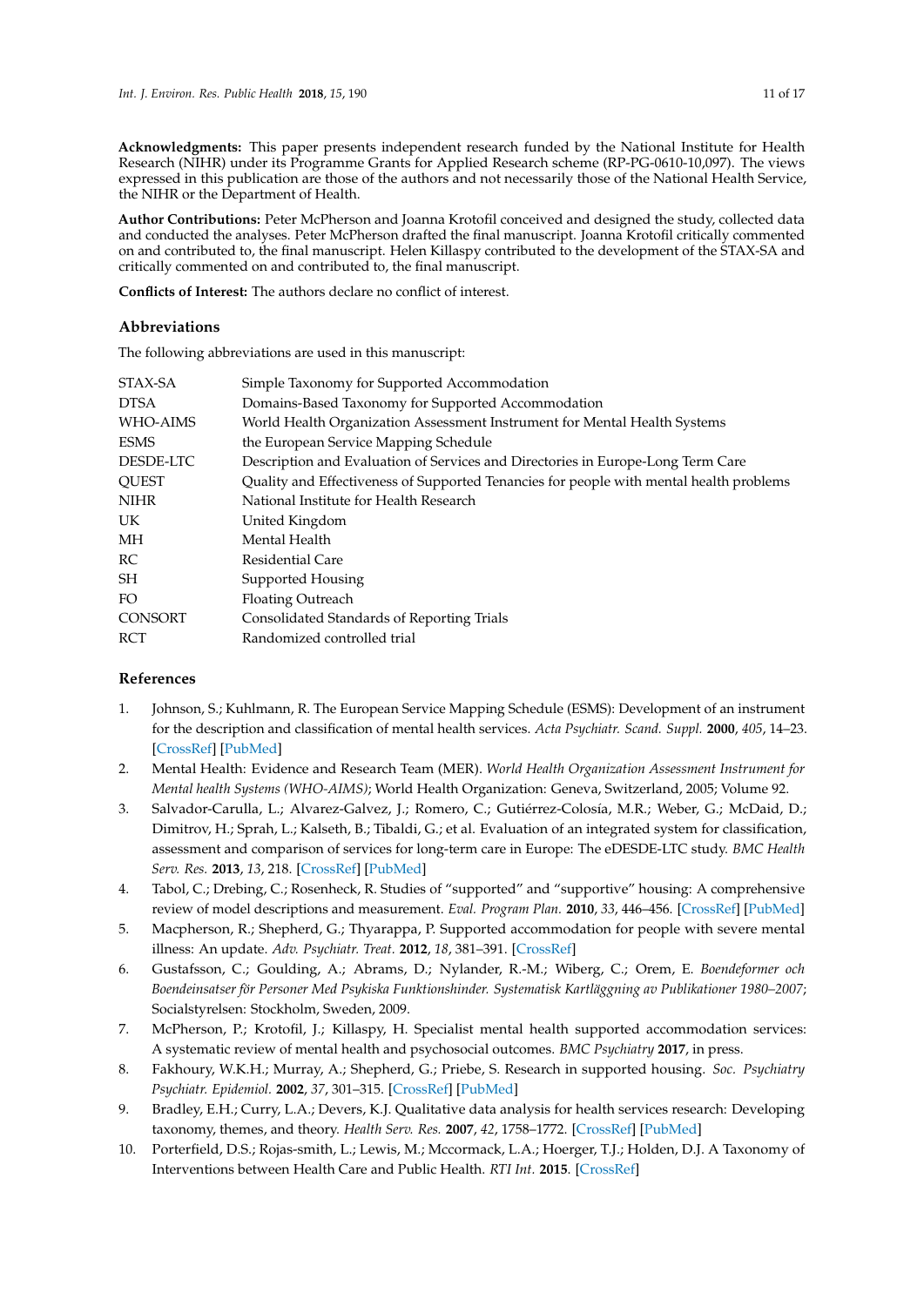**Acknowledgments:** This paper presents independent research funded by the National Institute for Health Research (NIHR) under its Programme Grants for Applied Research scheme (RP-PG-0610-10,097). The views expressed in this publication are those of the authors and not necessarily those of the National Health Service, the NIHR or the Department of Health.

**Author Contributions:** Peter McPherson and Joanna Krotofil conceived and designed the study, collected data and conducted the analyses. Peter McPherson drafted the final manuscript. Joanna Krotofil critically commented on and contributed to, the final manuscript. Helen Killaspy contributed to the development of the STAX-SA and critically commented on and contributed to, the final manuscript.

**Conflicts of Interest:** The authors declare no conflict of interest.

## Abbreviations

The following abbreviations are used in this manuscript:

| | |
|---|---|
| STAX-SA | Simple Taxonomy for Supported Accommodation |
| DTSA | Domains-Based Taxonomy for Supported Accommodation |
| WHO-AIMS | World Health Organization Assessment Instrument for Mental Health Systems |
| ESMS | the European Service Mapping Schedule |
| DESDE-LTC | Description and Evaluation of Services and Directories in Europe-Long Term Care |
| QUEST | Quality and Effectiveness of Supported Tenancies for people with mental health problems |
| NIHR | National Institute for Health Research |
| UK | United Kingdom |
| MH | Mental Health |
| RC | Residential Care |
| SH | Supported Housing |
| FO | Floating Outreach |
| CONSORT | Consolidated Standards of Reporting Trials |
| RCT | Randomized controlled trial |

## References

1. Johnson, S.; Kuhlmann, R. The European Service Mapping Schedule (ESMS): Development of an instrument for the description and classification of mental health services. *Acta Psychiatr. Scand. Suppl.* **2000**, *405*, 14–23. [CrossRef] [PubMed]
2. Mental Health: Evidence and Research Team (MER). *World Health Organization Assessment Instrument for Mental health Systems (WHO-AIMS)*; World Health Organization: Geneva, Switzerland, 2005; Volume 92.
3. Salvador-Carulla, L.; Alvarez-Galvez, J.; Romero, C.; Gutiérrez-Colosía, M.R.; Weber, G.; McDaid, D.; Dimitrov, H.; Sprah, L.; Kalseth, B.; Tibaldi, G.; et al. Evaluation of an integrated system for classification, assessment and comparison of services for long-term care in Europe: The eDESDE-LTC study. *BMC Health Serv. Res.* **2013**, *13*, 218. [CrossRef] [PubMed]
4. Tabol, C.; Drebing, C.; Rosenheck, R. Studies of "supported" and "supportive" housing: A comprehensive review of model descriptions and measurement. *Eval. Program Plan.* **2010**, *33*, 446–456. [CrossRef] [PubMed]
5. Macpherson, R.; Shepherd, G.; Thyarappa, P. Supported accommodation for people with severe mental illness: An update. *Adv. Psychiatr. Treat.* **2012**, *18*, 381–391. [CrossRef]
6. Gustafsson, C.; Goulding, A.; Abrams, D.; Nylander, R.-M.; Wiberg, C.; Orem, E. *Boendeformer och Boendeinsatser för Personer Med Psykiska Funktionshinder. Systematisk Kartläggning av Publikationer 1980–2007*; Socialstyrelsen: Stockholm, Sweden, 2009.
7. McPherson, P.; Krotofil, J.; Killaspy, H. Specialist mental health supported accommodation services: A systematic review of mental health and psychosocial outcomes. *BMC Psychiatry* **2017**, in press.
8. Fakhoury, W.K.H.; Murray, A.; Shepherd, G.; Priebe, S. Research in supported housing. *Soc. Psychiatry Psychiatr. Epidemiol.* **2002**, *37*, 301–315. [CrossRef] [PubMed]
9. Bradley, E.H.; Curry, L.A.; Devers, K.J. Qualitative data analysis for health services research: Developing taxonomy, themes, and theory. *Health Serv. Res.* **2007**, *42*, 1758–1772. [CrossRef] [PubMed]
10. Porterfield, D.S.; Rojas-smith, L.; Lewis, M.; Mccormack, L.A.; Hoerger, T.J.; Holden, D.J. A Taxonomy of Interventions between Health Care and Public Health. *RTI Int.* **2015**. [CrossRef]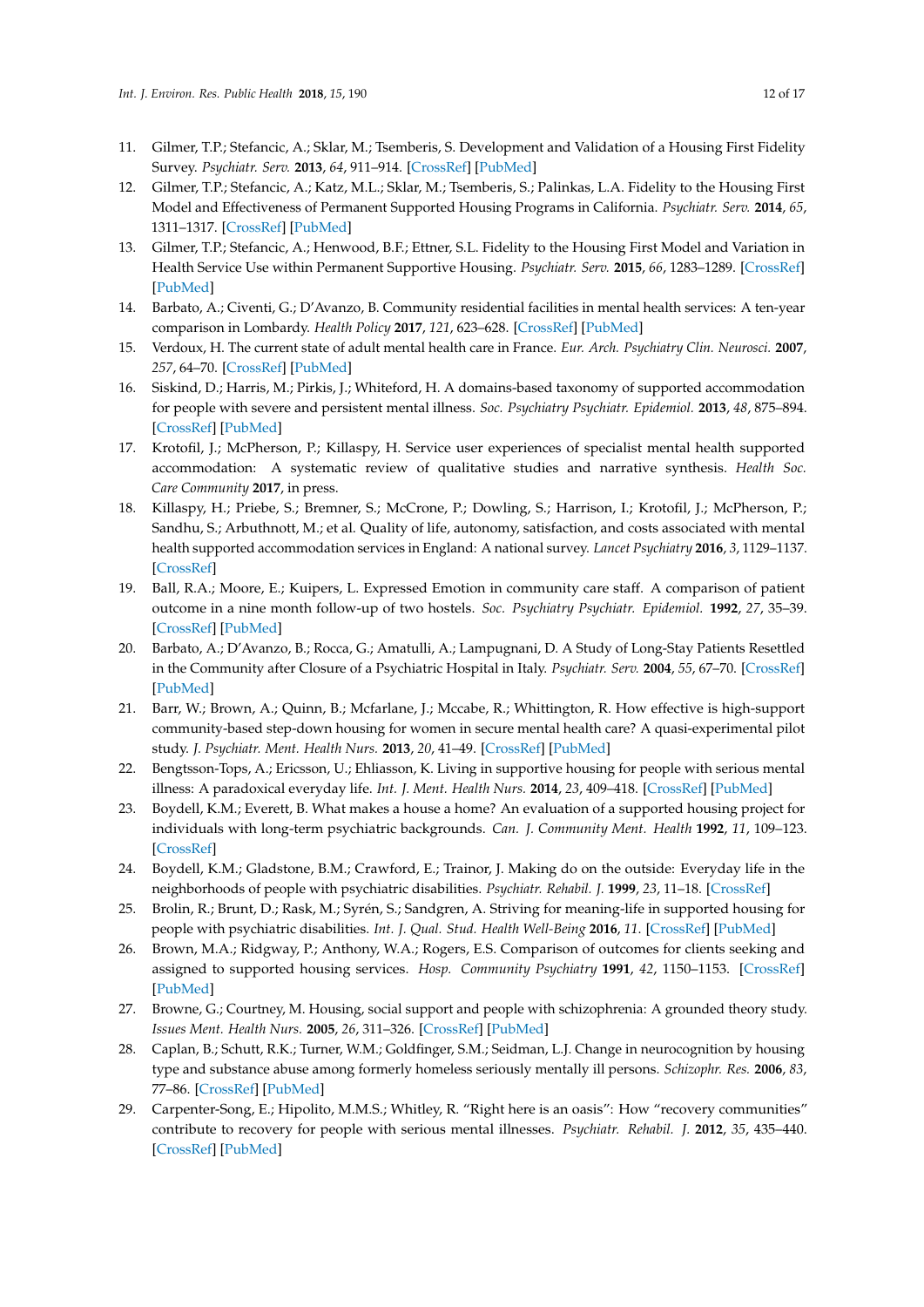11. Gilmer, T.P.; Stefancic, A.; Sklar, M.; Tsemberis, S. Development and Validation of a Housing First Fidelity Survey. *Psychiatr. Serv.* **2013**, *64*, 911–914. [CrossRef] [PubMed]
12. Gilmer, T.P.; Stefancic, A.; Katz, M.L.; Sklar, M.; Tsemberis, S.; Palinkas, L.A. Fidelity to the Housing First Model and Effectiveness of Permanent Supported Housing Programs in California. *Psychiatr. Serv.* **2014**, *65*, 1311–1317. [CrossRef] [PubMed]
13. Gilmer, T.P.; Stefancic, A.; Henwood, B.F.; Ettner, S.L. Fidelity to the Housing First Model and Variation in Health Service Use within Permanent Supportive Housing. *Psychiatr. Serv.* **2015**, *66*, 1283–1289. [CrossRef] [PubMed]
14. Barbato, A.; Civenti, G.; D'Avanzo, B. Community residential facilities in mental health services: A ten-year comparison in Lombardy. *Health Policy* **2017**, *121*, 623–628. [CrossRef] [PubMed]
15. Verdoux, H. The current state of adult mental health care in France. *Eur. Arch. Psychiatry Clin. Neurosci.* **2007**, *257*, 64–70. [CrossRef] [PubMed]
16. Siskind, D.; Harris, M.; Pirkis, J.; Whiteford, H. A domains-based taxonomy of supported accommodation for people with severe and persistent mental illness. *Soc. Psychiatry Psychiatr. Epidemiol.* **2013**, *48*, 875–894. [CrossRef] [PubMed]
17. Krotofil, J.; McPherson, P.; Killaspy, H. Service user experiences of specialist mental health supported accommodation: A systematic review of qualitative studies and narrative synthesis. *Health Soc. Care Community* **2017**, in press.
18. Killaspy, H.; Priebe, S.; Bremner, S.; McCrone, P.; Dowling, S.; Harrison, I.; Krotofil, J.; McPherson, P.; Sandhu, S.; Arbuthnott, M.; et al. Quality of life, autonomy, satisfaction, and costs associated with mental health supported accommodation services in England: A national survey. *Lancet Psychiatry* **2016**, *3*, 1129–1137. [CrossRef]
19. Ball, R.A.; Moore, E.; Kuipers, L. Expressed Emotion in community care staff. A comparison of patient outcome in a nine month follow-up of two hostels. *Soc. Psychiatry Psychiatr. Epidemiol.* **1992**, *27*, 35–39. [CrossRef] [PubMed]
20. Barbato, A.; D'Avanzo, B.; Rocca, G.; Amatulli, A.; Lampugnani, D. A Study of Long-Stay Patients Resettled in the Community after Closure of a Psychiatric Hospital in Italy. *Psychiatr. Serv.* **2004**, *55*, 67–70. [CrossRef] [PubMed]
21. Barr, W.; Brown, A.; Quinn, B.; Mcfarlane, J.; Mccabe, R.; Whittington, R. How effective is high-support community-based step-down housing for women in secure mental health care? A quasi-experimental pilot study. *J. Psychiatr. Ment. Health Nurs.* **2013**, *20*, 41–49. [CrossRef] [PubMed]
22. Bengtsson-Tops, A.; Ericsson, U.; Ehliasson, K. Living in supportive housing for people with serious mental illness: A paradoxical everyday life. *Int. J. Ment. Health Nurs.* **2014**, *23*, 409–418. [CrossRef] [PubMed]
23. Boydell, K.M.; Everett, B. What makes a house a home? An evaluation of a supported housing project for individuals with long-term psychiatric backgrounds. *Can. J. Community Ment. Health* **1992**, *11*, 109–123. [CrossRef]
24. Boydell, K.M.; Gladstone, B.M.; Crawford, E.; Trainor, J. Making do on the outside: Everyday life in the neighborhoods of people with psychiatric disabilities. *Psychiatr. Rehabil. J.* **1999**, *23*, 11–18. [CrossRef]
25. Brolin, R.; Brunt, D.; Rask, M.; Syrén, S.; Sandgren, A. Striving for meaning-life in supported housing for people with psychiatric disabilities. *Int. J. Qual. Stud. Health Well-Being* **2016**, *11*. [CrossRef] [PubMed]
26. Brown, M.A.; Ridgway, P.; Anthony, W.A.; Rogers, E.S. Comparison of outcomes for clients seeking and assigned to supported housing services. *Hosp. Community Psychiatry* **1991**, *42*, 1150–1153. [CrossRef] [PubMed]
27. Browne, G.; Courtney, M. Housing, social support and people with schizophrenia: A grounded theory study. *Issues Ment. Health Nurs.* **2005**, *26*, 311–326. [CrossRef] [PubMed]
28. Caplan, B.; Schutt, R.K.; Turner, W.M.; Goldfinger, S.M.; Seidman, L.J. Change in neurocognition by housing type and substance abuse among formerly homeless seriously mentally ill persons. *Schizophr. Res.* **2006**, *83*, 77–86. [CrossRef] [PubMed]
29. Carpenter-Song, E.; Hipolito, M.M.S.; Whitley, R. "Right here is an oasis": How "recovery communities" contribute to recovery for people with serious mental illnesses. *Psychiatr. Rehabil. J.* **2012**, *35*, 435–440. [CrossRef] [PubMed]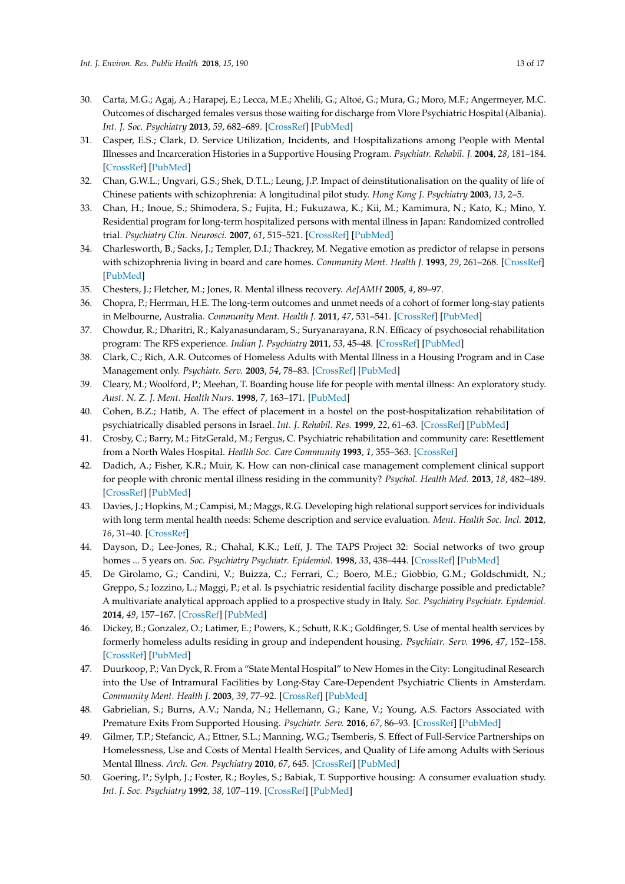30. Carta, M.G.; Agaj, A.; Harapej, E.; Lecca, M.E.; Xhelili, G.; Altoé, G.; Mura, G.; Moro, M.F.; Angermeyer, M.C. Outcomes of discharged females versus those waiting for discharge from Vlore Psychiatric Hospital (Albania). *Int. J. Soc. Psychiatry* **2013**, *59*, 682–689. [CrossRef] [PubMed]
31. Casper, E.S.; Clark, D. Service Utilization, Incidents, and Hospitalizations among People with Mental Illnesses and Incarceration Histories in a Supportive Housing Program. *Psychiatr. Rehabil. J.* **2004**, *28*, 181–184. [CrossRef] [PubMed]
32. Chan, G.W.L.; Ungvari, G.S.; Shek, D.T.L.; Leung, J.P. Impact of deinstitutionalisation on the quality of life of Chinese patients with schizophrenia: A longitudinal pilot study. *Hong Kong J. Psychiatry* **2003**, *13*, 2–5.
33. Chan, H.; Inoue, S.; Shimodera, S.; Fujita, H.; Fukuzawa, K.; Kii, M.; Kamimura, N.; Kato, K.; Mino, Y. Residential program for long-term hospitalized persons with mental illness in Japan: Randomized controlled trial. *Psychiatry Clin. Neurosci.* **2007**, *61*, 515–521. [CrossRef] [PubMed]
34. Charlesworth, B.; Sacks, J.; Templer, D.I.; Thackrey, M. Negative emotion as predictor of relapse in persons with schizophrenia living in board and care homes. *Community Ment. Health J.* **1993**, *29*, 261–268. [CrossRef] [PubMed]
35. Chesters, J.; Fletcher, M.; Jones, R. Mental illness recovery. *AeJAMH* **2005**, *4*, 89–97.
36. Chopra, P.; Herrman, H.E. The long-term outcomes and unmet needs of a cohort of former long-stay patients in Melbourne, Australia. *Community Ment. Health J.* **2011**, *47*, 531–541. [CrossRef] [PubMed]
37. Chowdur, R.; Dharitri, R.; Kalyanasundaram, S.; Suryanarayana, R.N. Efficacy of psychosocial rehabilitation program: The RFS experience. *Indian J. Psychiatry* **2011**, *53*, 45–48. [CrossRef] [PubMed]
38. Clark, C.; Rich, A.R. Outcomes of Homeless Adults with Mental Illness in a Housing Program and in Case Management only. *Psychiatr. Serv.* **2003**, *54*, 78–83. [CrossRef] [PubMed]
39. Cleary, M.; Woolford, P.; Meehan, T. Boarding house life for people with mental illness: An exploratory study. *Aust. N. Z. J. Ment. Health Nurs.* **1998**, *7*, 163–171. [PubMed]
40. Cohen, B.Z.; Hatib, A. The effect of placement in a hostel on the post-hospitalization rehabilitation of psychiatrically disabled persons in Israel. *Int. J. Rehabil. Res.* **1999**, *22*, 61–63. [CrossRef] [PubMed]
41. Crosby, C.; Barry, M.; FitzGerald, M.; Fergus, C. Psychiatric rehabilitation and community care: Resettlement from a North Wales Hospital. *Health Soc. Care Community* **1993**, *1*, 355–363. [CrossRef]
42. Dadich, A.; Fisher, K.R.; Muir, K. How can non-clinical case management complement clinical support for people with chronic mental illness residing in the community? *Psychol. Health Med.* **2013**, *18*, 482–489. [CrossRef] [PubMed]
43. Davies, J.; Hopkins, M.; Campisi, M.; Maggs, R.G. Developing high relational support services for individuals with long term mental health needs: Scheme description and service evaluation. *Ment. Health Soc. Incl.* **2012**, *16*, 31–40. [CrossRef]
44. Dayson, D.; Lee-Jones, R.; Chahal, K.K.; Leff, J. The TAPS Project 32: Social networks of two group homes ... 5 years on. *Soc. Psychiatry Psychiatr. Epidemiol.* **1998**, *33*, 438–444. [CrossRef] [PubMed]
45. De Girolamo, G.; Candini, V.; Buizza, C.; Ferrari, C.; Boero, M.E.; Giobbio, G.M.; Goldschmidt, N.; Greppo, S.; Iozzino, L.; Maggi, P.; et al. Is psychiatric residential facility discharge possible and predictable? A multivariate analytical approach applied to a prospective study in Italy. *Soc. Psychiatry Psychiatr. Epidemiol.* **2014**, *49*, 157–167. [CrossRef] [PubMed]
46. Dickey, B.; Gonzalez, O.; Latimer, E.; Powers, K.; Schutt, R.K.; Goldfinger, S. Use of mental health services by formerly homeless adults residing in group and independent housing. *Psychiatr. Serv.* **1996**, *47*, 152–158. [CrossRef] [PubMed]
47. Duurkoop, P.; Van Dyck, R. From a "State Mental Hospital" to New Homes in the City: Longitudinal Research into the Use of Intramural Facilities by Long-Stay Care-Dependent Psychiatric Clients in Amsterdam. *Community Ment. Health J.* **2003**, *39*, 77–92. [CrossRef] [PubMed]
48. Gabrielian, S.; Burns, A.V.; Nanda, N.; Hellemann, G.; Kane, V.; Young, A.S. Factors Associated with Premature Exits From Supported Housing. *Psychiatr. Serv.* **2016**, *67*, 86–93. [CrossRef] [PubMed]
49. Gilmer, T.P.; Stefancic, A.; Ettner, S.L.; Manning, W.G.; Tsemberis, S. Effect of Full-Service Partnerships on Homelessness, Use and Costs of Mental Health Services, and Quality of Life among Adults with Serious Mental Illness. *Arch. Gen. Psychiatry* **2010**, *67*, 645. [CrossRef] [PubMed]
50. Goering, P.; Sylph, J.; Foster, R.; Boyles, S.; Babiak, T. Supportive housing: A consumer evaluation study. *Int. J. Soc. Psychiatry* **1992**, *38*, 107–119. [CrossRef] [PubMed]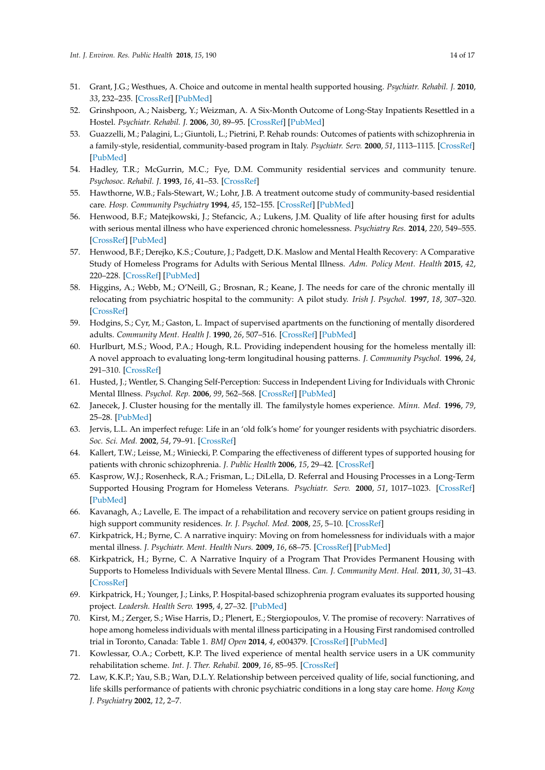51. Grant, J.G.; Westhues, A. Choice and outcome in mental health supported housing. *Psychiatr. Rehabil. J.* **2010**, *33*, 232–235. [CrossRef] [PubMed]
52. Grinshpoon, A.; Naisberg, Y.; Weizman, A. A Six-Month Outcome of Long-Stay Inpatients Resettled in a Hostel. *Psychiatr. Rehabil. J.* **2006**, *30*, 89–95. [CrossRef] [PubMed]
53. Guazzelli, M.; Palagini, L.; Giuntoli, L.; Pietrini, P. Rehab rounds: Outcomes of patients with schizophrenia in a family-style, residential, community-based program in Italy. *Psychiatr. Serv.* **2000**, *51*, 1113–1115. [CrossRef] [PubMed]
54. Hadley, T.R.; McGurrin, M.C.; Fye, D.M. Community residential services and community tenure. *Psychosoc. Rehabil. J.* **1993**, *16*, 41–53. [CrossRef]
55. Hawthorne, W.B.; Fals-Stewart, W.; Lohr, J.B. A treatment outcome study of community-based residential care. *Hosp. Community Psychiatry* **1994**, *45*, 152–155. [CrossRef] [PubMed]
56. Henwood, B.F.; Matejkowski, J.; Stefancic, A.; Lukens, J.M. Quality of life after housing first for adults with serious mental illness who have experienced chronic homelessness. *Psychiatry Res.* **2014**, *220*, 549–555. [CrossRef] [PubMed]
57. Henwood, B.F.; Derejko, K.S.; Couture, J.; Padgett, D.K. Maslow and Mental Health Recovery: A Comparative Study of Homeless Programs for Adults with Serious Mental Illness. *Adm. Policy Ment. Health* **2015**, *42*, 220–228. [CrossRef] [PubMed]
58. Higgins, A.; Webb, M.; O'Neill, G.; Brosnan, R.; Keane, J. The needs for care of the chronic mentally ill relocating from psychiatric hospital to the community: A pilot study. *Irish J. Psychol.* **1997**, *18*, 307–320. [CrossRef]
59. Hodgins, S.; Cyr, M.; Gaston, L. Impact of supervised apartments on the functioning of mentally disordered adults. *Community Ment. Health J.* **1990**, *26*, 507–516. [CrossRef] [PubMed]
60. Hurlburt, M.S.; Wood, P.A.; Hough, R.L. Providing independent housing for the homeless mentally ill: A novel approach to evaluating long-term longitudinal housing patterns. *J. Community Psychol.* **1996**, *24*, 291–310. [CrossRef]
61. Husted, J.; Wentler, S. Changing Self-Perception: Success in Independent Living for Individuals with Chronic Mental Illness. *Psychol. Rep.* **2006**, *99*, 562–568. [CrossRef] [PubMed]
62. Janecek, J. Cluster housing for the mentally ill. The familystyle homes experience. *Minn. Med.* **1996**, *79*, 25–28. [PubMed]
63. Jervis, L.L. An imperfect refuge: Life in an 'old folk's home' for younger residents with psychiatric disorders. *Soc. Sci. Med.* **2002**, *54*, 79–91. [CrossRef]
64. Kallert, T.W.; Leisse, M.; Winiecki, P. Comparing the effectiveness of different types of supported housing for patients with chronic schizophrenia. *J. Public Health* **2006**, *15*, 29–42. [CrossRef]
65. Kasprow, W.J.; Rosenheck, R.A.; Frisman, L.; DiLella, D. Referral and Housing Processes in a Long-Term Supported Housing Program for Homeless Veterans. *Psychiatr. Serv.* **2000**, *51*, 1017–1023. [CrossRef] [PubMed]
66. Kavanagh, A.; Lavelle, E. The impact of a rehabilitation and recovery service on patient groups residing in high support community residences. *Ir. J. Psychol. Med.* **2008**, *25*, 5–10. [CrossRef]
67. Kirkpatrick, H.; Byrne, C. A narrative inquiry: Moving on from homelessness for individuals with a major mental illness. *J. Psychiatr. Ment. Health Nurs.* **2009**, *16*, 68–75. [CrossRef] [PubMed]
68. Kirkpatrick, H.; Byrne, C. A Narrative Inquiry of a Program That Provides Permanent Housing with Supports to Homeless Individuals with Severe Mental Illness. *Can. J. Community Ment. Heal.* **2011**, *30*, 31–43. [CrossRef]
69. Kirkpatrick, H.; Younger, J.; Links, P. Hospital-based schizophrenia program evaluates its supported housing project. *Leadersh. Health Serv.* **1995**, *4*, 27–32. [PubMed]
70. Kirst, M.; Zerger, S.; Wise Harris, D.; Plenert, E.; Stergiopoulos, V. The promise of recovery: Narratives of hope among homeless individuals with mental illness participating in a Housing First randomised controlled trial in Toronto, Canada: Table 1. *BMJ Open* **2014**, *4*, e004379. [CrossRef] [PubMed]
71. Kowlessar, O.A.; Corbett, K.P. The lived experience of mental health service users in a UK community rehabilitation scheme. *Int. J. Ther. Rehabil.* **2009**, *16*, 85–95. [CrossRef]
72. Law, K.K.P.; Yau, S.B.; Wan, D.L.Y. Relationship between perceived quality of life, social functioning, and life skills performance of patients with chronic psychiatric conditions in a long stay care home. *Hong Kong J. Psychiatry* **2002**, *12*, 2–7.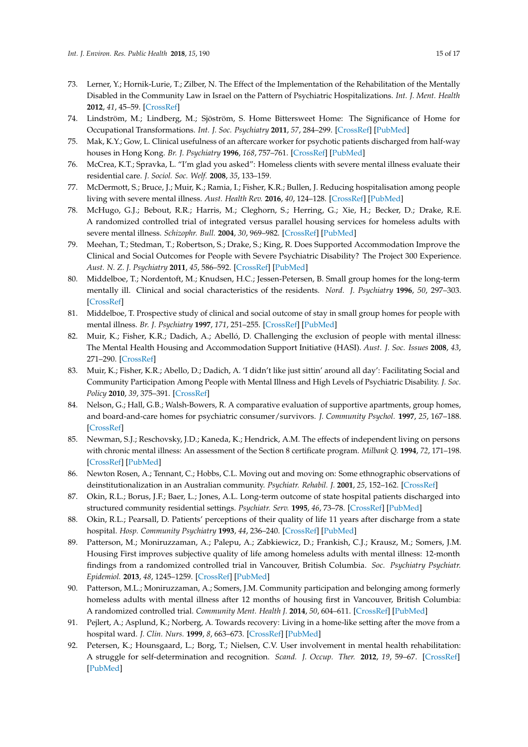73. Lerner, Y.; Hornik-Lurie, T.; Zilber, N. The Effect of the Implementation of the Rehabilitation of the Mentally Disabled in the Community Law in Israel on the Pattern of Psychiatric Hospitalizations. *Int. J. Ment. Health* **2012**, *41*, 45–59. [CrossRef]
74. Lindström, M.; Lindberg, M.; Sjöström, S. Home Bittersweet Home: The Significance of Home for Occupational Transformations. *Int. J. Soc. Psychiatry* **2011**, *57*, 284–299. [CrossRef] [PubMed]
75. Mak, K.Y.; Gow, L. Clinical usefulness of an aftercare worker for psychotic patients discharged from half-way houses in Hong Kong. *Br. J. Psychiatry* **1996**, *168*, 757–761. [CrossRef] [PubMed]
76. McCrea, K.T.; Spravka, L. "I'm glad you asked": Homeless clients with severe mental illness evaluate their residential care. *J. Sociol. Soc. Welf.* **2008**, *35*, 133–159.
77. McDermott, S.; Bruce, J.; Muir, K.; Ramia, I.; Fisher, K.R.; Bullen, J. Reducing hospitalisation among people living with severe mental illness. *Aust. Health Rev.* **2016**, *40*, 124–128. [CrossRef] [PubMed]
78. McHugo, G.J.; Bebout, R.R.; Harris, M.; Cleghorn, S.; Herring, G.; Xie, H.; Becker, D.; Drake, R.E. A randomized controlled trial of integrated versus parallel housing services for homeless adults with severe mental illness. *Schizophr. Bull.* **2004**, *30*, 969–982. [CrossRef] [PubMed]
79. Meehan, T.; Stedman, T.; Robertson, S.; Drake, S.; King, R. Does Supported Accommodation Improve the Clinical and Social Outcomes for People with Severe Psychiatric Disability? The Project 300 Experience. *Aust. N. Z. J. Psychiatry* **2011**, *45*, 586–592. [CrossRef] [PubMed]
80. Middelboe, T.; Nordentoft, M.; Knudsen, H.C.; Jessen-Petersen, B. Small group homes for the long-term mentally ill. Clinical and social characteristics of the residents. *Nord. J. Psychiatry* **1996**, *50*, 297–303. [CrossRef]
81. Middelboe, T. Prospective study of clinical and social outcome of stay in small group homes for people with mental illness. *Br. J. Psychiatry* **1997**, *171*, 251–255. [CrossRef] [PubMed]
82. Muir, K.; Fisher, K.R.; Dadich, A.; Abelló, D. Challenging the exclusion of people with mental illness: The Mental Health Housing and Accommodation Support Initiative (HASI). *Aust. J. Soc. Issues* **2008**, *43*, 271–290. [CrossRef]
83. Muir, K.; Fisher, K.R.; Abello, D.; Dadich, A. 'I didn't like just sittin' around all day': Facilitating Social and Community Participation Among People with Mental Illness and High Levels of Psychiatric Disability. *J. Soc. Policy* **2010**, *39*, 375–391. [CrossRef]
84. Nelson, G.; Hall, G.B.; Walsh-Bowers, R. A comparative evaluation of supportive apartments, group homes, and board-and-care homes for psychiatric consumer/survivors. *J. Community Psychol.* **1997**, *25*, 167–188. [CrossRef]
85. Newman, S.J.; Reschovsky, J.D.; Kaneda, K.; Hendrick, A.M. The effects of independent living on persons with chronic mental illness: An assessment of the Section 8 certificate program. *Milbank Q.* **1994**, *72*, 171–198. [CrossRef] [PubMed]
86. Newton Rosen, A.; Tennant, C.; Hobbs, C.L. Moving out and moving on: Some ethnographic observations of deinstitutionalization in an Australian community. *Psychiatr. Rehabil. J.* **2001**, *25*, 152–162. [CrossRef]
87. Okin, R.L.; Borus, J.F.; Baer, L.; Jones, A.L. Long-term outcome of state hospital patients discharged into structured community residential settings. *Psychiatr. Serv.* **1995**, *46*, 73–78. [CrossRef] [PubMed]
88. Okin, R.L.; Pearsall, D. Patients' perceptions of their quality of life 11 years after discharge from a state hospital. *Hosp. Community Psychiatry* **1993**, *44*, 236–240. [CrossRef] [PubMed]
89. Patterson, M.; Moniruzzaman, A.; Palepu, A.; Zabkiewicz, D.; Frankish, C.J.; Krausz, M.; Somers, J.M. Housing First improves subjective quality of life among homeless adults with mental illness: 12-month findings from a randomized controlled trial in Vancouver, British Columbia. *Soc. Psychiatry Psychiatr. Epidemiol.* **2013**, *48*, 1245–1259. [CrossRef] [PubMed]
90. Patterson, M.L.; Moniruzzaman, A.; Somers, J.M. Community participation and belonging among formerly homeless adults with mental illness after 12 months of housing first in Vancouver, British Columbia: A randomized controlled trial. *Community Ment. Health J.* **2014**, *50*, 604–611. [CrossRef] [PubMed]
91. Pejlert, A.; Asplund, K.; Norberg, A. Towards recovery: Living in a home-like setting after the move from a hospital ward. *J. Clin. Nurs.* **1999**, *8*, 663–673. [CrossRef] [PubMed]
92. Petersen, K.; Hounsgaard, L.; Borg, T.; Nielsen, C.V. User involvement in mental health rehabilitation: A struggle for self-determination and recognition. *Scand. J. Occup. Ther.* **2012**, *19*, 59–67. [CrossRef] [PubMed]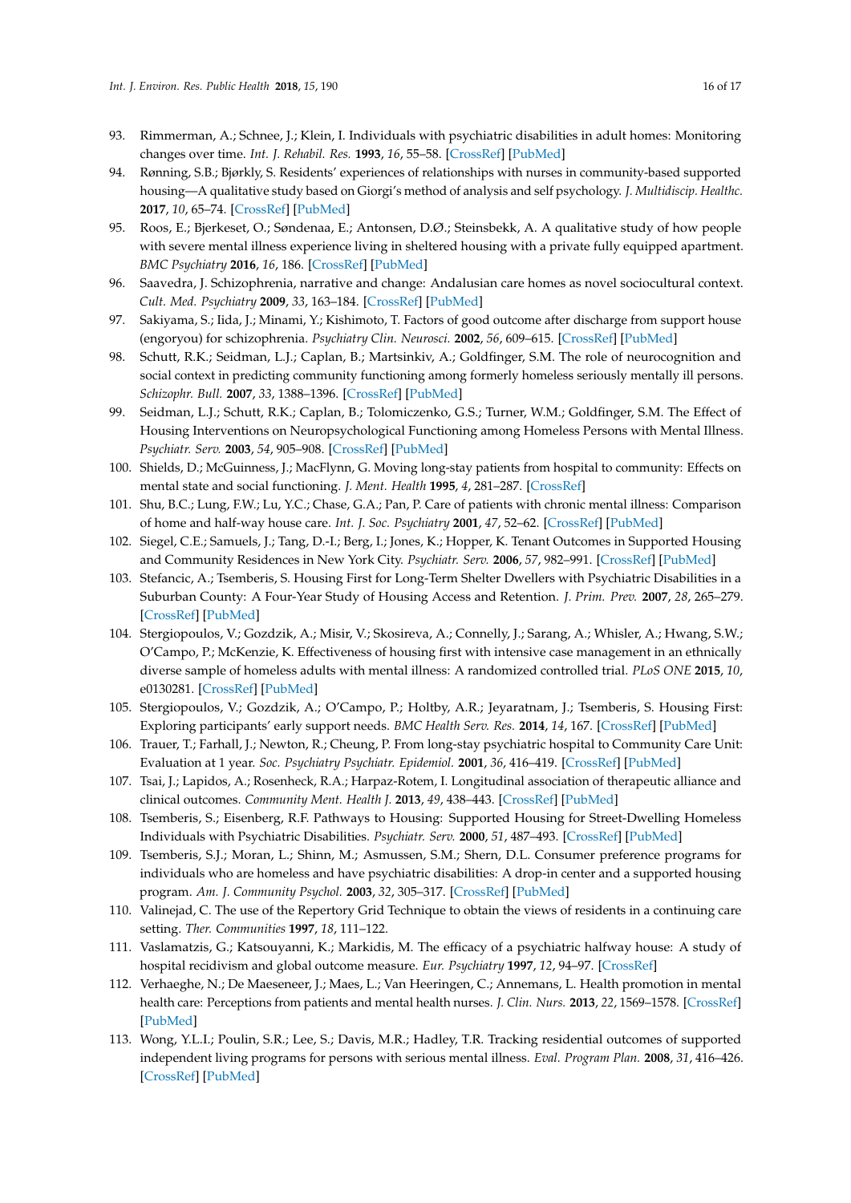93. Rimmerman, A.; Schnee, J.; Klein, I. Individuals with psychiatric disabilities in adult homes: Monitoring changes over time. *Int. J. Rehabil. Res.* **1993**, *16*, 55–58. [CrossRef] [PubMed]
94. Rønning, S.B.; Bjørkly, S. Residents' experiences of relationships with nurses in community-based supported housing—A qualitative study based on Giorgi's method of analysis and self psychology. *J. Multidiscip. Healthc.* **2017**, *10*, 65–74. [CrossRef] [PubMed]
95. Roos, E.; Bjerkeset, O.; Søndenaa, E.; Antonsen, D.Ø.; Steinsbekk, A. A qualitative study of how people with severe mental illness experience living in sheltered housing with a private fully equipped apartment. *BMC Psychiatry* **2016**, *16*, 186. [CrossRef] [PubMed]
96. Saavedra, J. Schizophrenia, narrative and change: Andalusian care homes as novel sociocultural context. *Cult. Med. Psychiatry* **2009**, *33*, 163–184. [CrossRef] [PubMed]
97. Sakiyama, S.; Iida, J.; Minami, Y.; Kishimoto, T. Factors of good outcome after discharge from support house (engoryou) for schizophrenia. *Psychiatry Clin. Neurosci.* **2002**, *56*, 609–615. [CrossRef] [PubMed]
98. Schutt, R.K.; Seidman, L.J.; Caplan, B.; Martsinkiv, A.; Goldfinger, S.M. The role of neurocognition and social context in predicting community functioning among formerly homeless seriously mentally ill persons. *Schizophr. Bull.* **2007**, *33*, 1388–1396. [CrossRef] [PubMed]
99. Seidman, L.J.; Schutt, R.K.; Caplan, B.; Tolomiczenko, G.S.; Turner, W.M.; Goldfinger, S.M. The Effect of Housing Interventions on Neuropsychological Functioning among Homeless Persons with Mental Illness. *Psychiatr. Serv.* **2003**, *54*, 905–908. [CrossRef] [PubMed]
100. Shields, D.; McGuinness, J.; MacFlynn, G. Moving long-stay patients from hospital to community: Effects on mental state and social functioning. *J. Ment. Health* **1995**, *4*, 281–287. [CrossRef]
101. Shu, B.C.; Lung, F.W.; Lu, Y.C.; Chase, G.A.; Pan, P. Care of patients with chronic mental illness: Comparison of home and half-way house care. *Int. J. Soc. Psychiatry* **2001**, *47*, 52–62. [CrossRef] [PubMed]
102. Siegel, C.E.; Samuels, J.; Tang, D.-I.; Berg, I.; Jones, K.; Hopper, K. Tenant Outcomes in Supported Housing and Community Residences in New York City. *Psychiatr. Serv.* **2006**, *57*, 982–991. [CrossRef] [PubMed]
103. Stefancic, A.; Tsemberis, S. Housing First for Long-Term Shelter Dwellers with Psychiatric Disabilities in a Suburban County: A Four-Year Study of Housing Access and Retention. *J. Prim. Prev.* **2007**, *28*, 265–279. [CrossRef] [PubMed]
104. Stergiopoulos, V.; Gozdzik, A.; Misir, V.; Skosireva, A.; Connelly, J.; Sarang, A.; Whisler, A.; Hwang, S.W.; O'Campo, P.; McKenzie, K. Effectiveness of housing first with intensive case management in an ethnically diverse sample of homeless adults with mental illness: A randomized controlled trial. *PLoS ONE* **2015**, *10*, e0130281. [CrossRef] [PubMed]
105. Stergiopoulos, V.; Gozdzik, A.; O'Campo, P.; Holtby, A.R.; Jeyaratnam, J.; Tsemberis, S. Housing First: Exploring participants' early support needs. *BMC Health Serv. Res.* **2014**, *14*, 167. [CrossRef] [PubMed]
106. Trauer, T.; Farhall, J.; Newton, R.; Cheung, P. From long-stay psychiatric hospital to Community Care Unit: Evaluation at 1 year. *Soc. Psychiatry Psychiatr. Epidemiol.* **2001**, *36*, 416–419. [CrossRef] [PubMed]
107. Tsai, J.; Lapidos, A.; Rosenheck, R.A.; Harpaz-Rotem, I. Longitudinal association of therapeutic alliance and clinical outcomes. *Community Ment. Health J.* **2013**, *49*, 438–443. [CrossRef] [PubMed]
108. Tsemberis, S.; Eisenberg, R.F. Pathways to Housing: Supported Housing for Street-Dwelling Homeless Individuals with Psychiatric Disabilities. *Psychiatr. Serv.* **2000**, *51*, 487–493. [CrossRef] [PubMed]
109. Tsemberis, S.J.; Moran, L.; Shinn, M.; Asmussen, S.M.; Shern, D.L. Consumer preference programs for individuals who are homeless and have psychiatric disabilities: A drop-in center and a supported housing program. *Am. J. Community Psychol.* **2003**, *32*, 305–317. [CrossRef] [PubMed]
110. Valinejad, C. The use of the Repertory Grid Technique to obtain the views of residents in a continuing care setting. *Ther. Communities* **1997**, *18*, 111–122.
111. Vaslamatzis, G.; Katsouyanni, K.; Markidis, M. The efficacy of a psychiatric halfway house: A study of hospital recidivism and global outcome measure. *Eur. Psychiatry* **1997**, *12*, 94–97. [CrossRef]
112. Verhaeghe, N.; De Maeseneer, J.; Maes, L.; Van Heeringen, C.; Annemans, L. Health promotion in mental health care: Perceptions from patients and mental health nurses. *J. Clin. Nurs.* **2013**, *22*, 1569–1578. [CrossRef] [PubMed]
113. Wong, Y.L.I.; Poulin, S.R.; Lee, S.; Davis, M.R.; Hadley, T.R. Tracking residential outcomes of supported independent living programs for persons with serious mental illness. *Eval. Program Plan.* **2008**, *31*, 416–426. [CrossRef] [PubMed]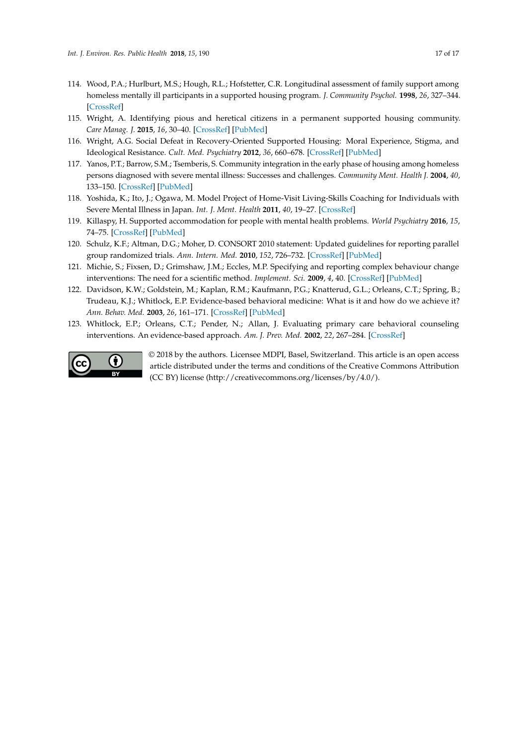114. Wood, P.A.; Hurlburt, M.S.; Hough, R.L.; Hofstetter, C.R. Longitudinal assessment of family support among homeless mentally ill participants in a supported housing program. *J. Community Psychol.* **1998**, *26*, 327–344. [CrossRef]
115. Wright, A. Identifying pious and heretical citizens in a permanent supported housing community. *Care Manag. J.* **2015**, *16*, 30–40. [CrossRef] [PubMed]
116. Wright, A.G. Social Defeat in Recovery-Oriented Supported Housing: Moral Experience, Stigma, and Ideological Resistance. *Cult. Med. Psychiatry* **2012**, *36*, 660–678. [CrossRef] [PubMed]
117. Yanos, P.T.; Barrow, S.M.; Tsemberis, S. Community integration in the early phase of housing among homeless persons diagnosed with severe mental illness: Successes and challenges. *Community Ment. Health J.* **2004**, *40*, 133–150. [CrossRef] [PubMed]
118. Yoshida, K.; Ito, J.; Ogawa, M. Model Project of Home-Visit Living-Skills Coaching for Individuals with Severe Mental Illness in Japan. *Int. J. Ment. Health* **2011**, *40*, 19–27. [CrossRef]
119. Killaspy, H. Supported accommodation for people with mental health problems. *World Psychiatry* **2016**, *15*, 74–75. [CrossRef] [PubMed]
120. Schulz, K.F.; Altman, D.G.; Moher, D. CONSORT 2010 statement: Updated guidelines for reporting parallel group randomized trials. *Ann. Intern. Med.* **2010**, *152*, 726–732. [CrossRef] [PubMed]
121. Michie, S.; Fixsen, D.; Grimshaw, J.M.; Eccles, M.P. Specifying and reporting complex behaviour change interventions: The need for a scientific method. *Implement. Sci.* **2009**, *4*, 40. [CrossRef] [PubMed]
122. Davidson, K.W.; Goldstein, M.; Kaplan, R.M.; Kaufmann, P.G.; Knatterud, G.L.; Orleans, C.T.; Spring, B.; Trudeau, K.J.; Whitlock, E.P. Evidence-based behavioral medicine: What is it and how do we achieve it? *Ann. Behav. Med.* **2003**, *26*, 161–171. [CrossRef] [PubMed]
123. Whitlock, E.P.; Orleans, C.T.; Pender, N.; Allan, J. Evaluating primary care behavioral counseling interventions. An evidence-based approach. *Am. J. Prev. Med.* **2002**, *22*, 267–284. [CrossRef]

© 2018 by the authors. Licensee MDPI, Basel, Switzerland. This article is an open access article distributed under the terms and conditions of the Creative Commons Attribution (CC BY) license (http://creativecommons.org/licenses/by/4.0/).